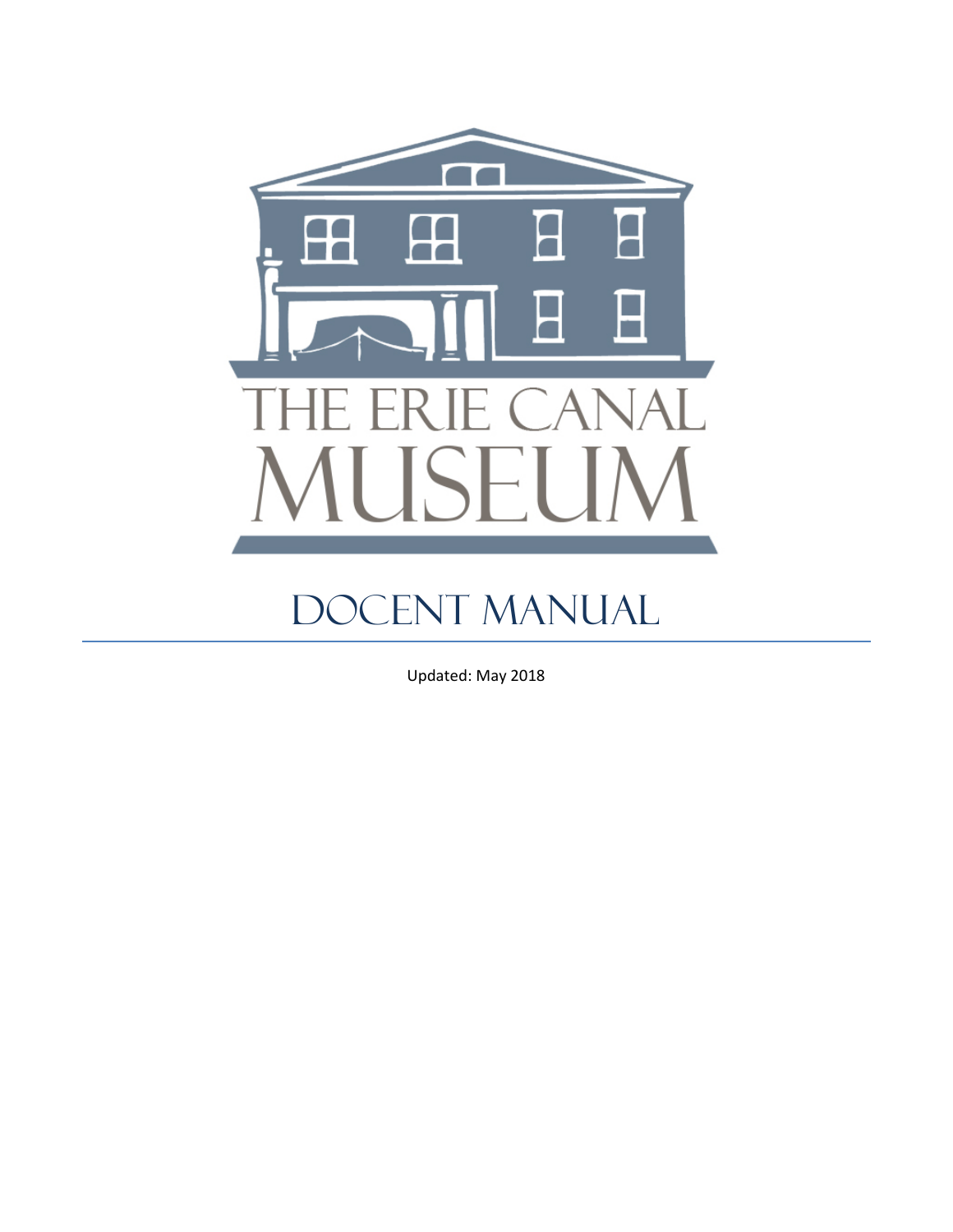# THE ERIE CANAL MUSEUM

# DOCENT MANUAL

Updated: May 2018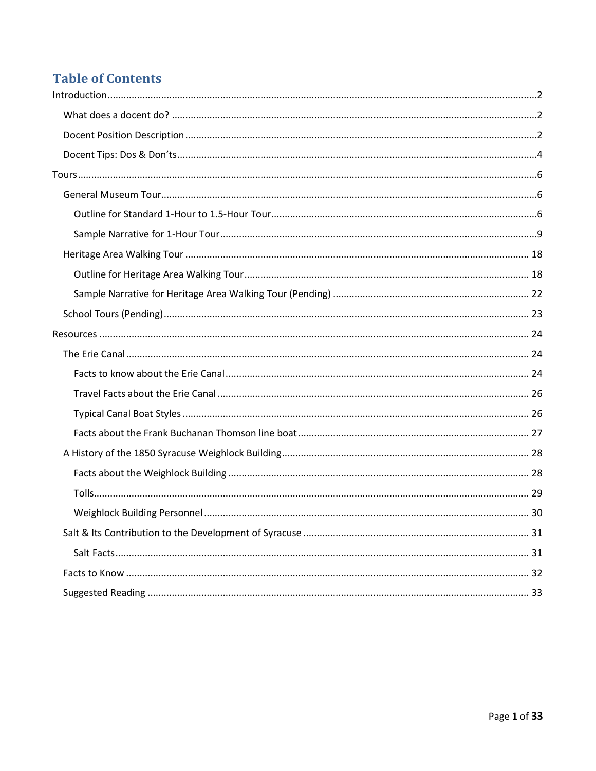# Table of Contents

Introduction....................2

- What does a docent do? ....................2
- Docent Position Description....................2
- Docent Tips: Dos & Don'ts....................4

Tours....................6

- General Museum Tour....................6
  - Outline for Standard 1-Hour to 1.5-Hour Tour....................6
  - Sample Narrative for 1-Hour Tour....................9
- Heritage Area Walking Tour....................18
  - Outline for Heritage Area Walking Tour....................18
  - Sample Narrative for Heritage Area Walking Tour (Pending)....................22
- School Tours (Pending)....................23

Resources....................24

- The Erie Canal....................24
  - Facts to know about the Erie Canal....................24
  - Travel Facts about the Erie Canal....................26
  - Typical Canal Boat Styles....................26
  - Facts about the Frank Buchanan Thomson line boat....................27
- A History of the 1850 Syracuse Weighlock Building....................28
  - Facts about the Weighlock Building....................28
  - Tolls....................29
  - Weighlock Building Personnel....................30
- Salt & Its Contribution to the Development of Syracuse....................31
  - Salt Facts....................31
- Facts to Know....................32
- Suggested Reading....................33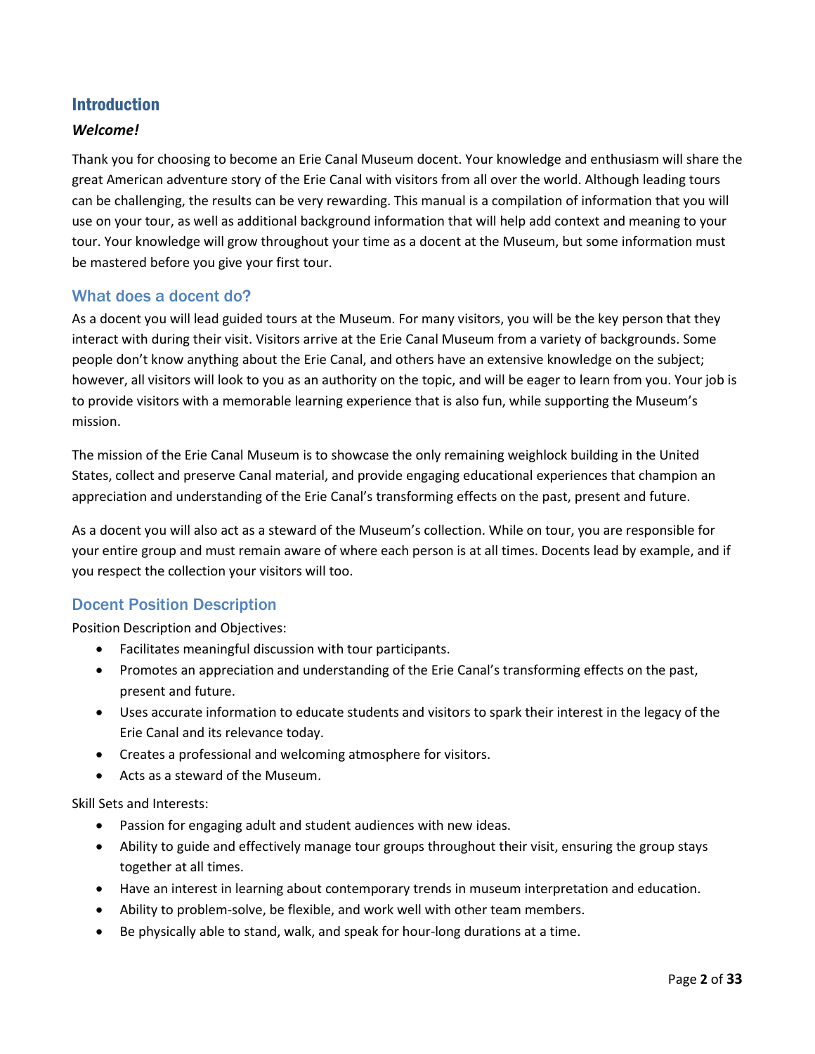## Introduction

***Welcome!***

Thank you for choosing to become an Erie Canal Museum docent. Your knowledge and enthusiasm will share the great American adventure story of the Erie Canal with visitors from all over the world. Although leading tours can be challenging, the results can be very rewarding. This manual is a compilation of information that you will use on your tour, as well as additional background information that will help add context and meaning to your tour. Your knowledge will grow throughout your time as a docent at the Museum, but some information must be mastered before you give your first tour.

### What does a docent do?

As a docent you will lead guided tours at the Museum. For many visitors, you will be the key person that they interact with during their visit. Visitors arrive at the Erie Canal Museum from a variety of backgrounds. Some people don't know anything about the Erie Canal, and others have an extensive knowledge on the subject; however, all visitors will look to you as an authority on the topic, and will be eager to learn from you. Your job is to provide visitors with a memorable learning experience that is also fun, while supporting the Museum's mission.

The mission of the Erie Canal Museum is to showcase the only remaining weighlock building in the United States, collect and preserve Canal material, and provide engaging educational experiences that champion an appreciation and understanding of the Erie Canal's transforming effects on the past, present and future.

As a docent you will also act as a steward of the Museum's collection. While on tour, you are responsible for your entire group and must remain aware of where each person is at all times. Docents lead by example, and if you respect the collection your visitors will too.

### Docent Position Description

Position Description and Objectives:

- Facilitates meaningful discussion with tour participants.
- Promotes an appreciation and understanding of the Erie Canal's transforming effects on the past, present and future.
- Uses accurate information to educate students and visitors to spark their interest in the legacy of the Erie Canal and its relevance today.
- Creates a professional and welcoming atmosphere for visitors.
- Acts as a steward of the Museum.

Skill Sets and Interests:

- Passion for engaging adult and student audiences with new ideas.
- Ability to guide and effectively manage tour groups throughout their visit, ensuring the group stays together at all times.
- Have an interest in learning about contemporary trends in museum interpretation and education.
- Ability to problem-solve, be flexible, and work well with other team members.
- Be physically able to stand, walk, and speak for hour-long durations at a time.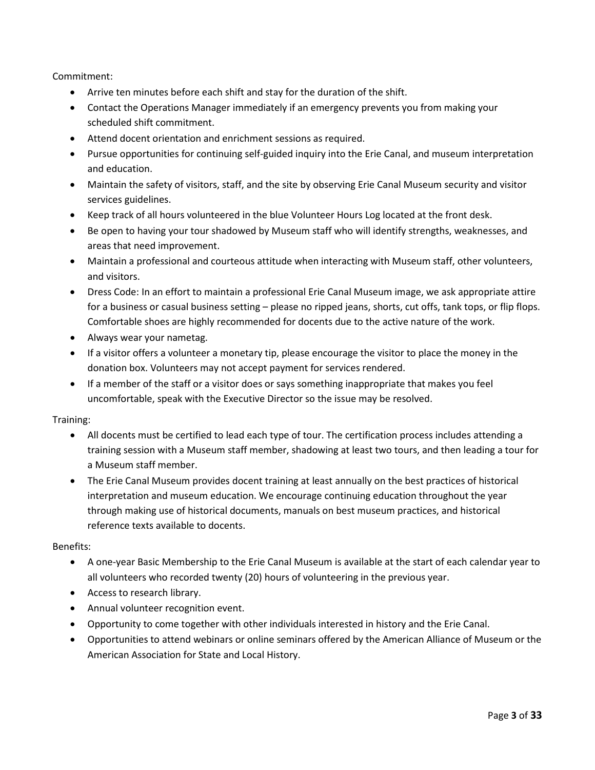Commitment:

- Arrive ten minutes before each shift and stay for the duration of the shift.
- Contact the Operations Manager immediately if an emergency prevents you from making your scheduled shift commitment.
- Attend docent orientation and enrichment sessions as required.
- Pursue opportunities for continuing self-guided inquiry into the Erie Canal, and museum interpretation and education.
- Maintain the safety of visitors, staff, and the site by observing Erie Canal Museum security and visitor services guidelines.
- Keep track of all hours volunteered in the blue Volunteer Hours Log located at the front desk.
- Be open to having your tour shadowed by Museum staff who will identify strengths, weaknesses, and areas that need improvement.
- Maintain a professional and courteous attitude when interacting with Museum staff, other volunteers, and visitors.
- Dress Code: In an effort to maintain a professional Erie Canal Museum image, we ask appropriate attire for a business or casual business setting – please no ripped jeans, shorts, cut offs, tank tops, or flip flops. Comfortable shoes are highly recommended for docents due to the active nature of the work.
- Always wear your nametag.
- If a visitor offers a volunteer a monetary tip, please encourage the visitor to place the money in the donation box. Volunteers may not accept payment for services rendered.
- If a member of the staff or a visitor does or says something inappropriate that makes you feel uncomfortable, speak with the Executive Director so the issue may be resolved.

Training:

- All docents must be certified to lead each type of tour. The certification process includes attending a training session with a Museum staff member, shadowing at least two tours, and then leading a tour for a Museum staff member.
- The Erie Canal Museum provides docent training at least annually on the best practices of historical interpretation and museum education. We encourage continuing education throughout the year through making use of historical documents, manuals on best museum practices, and historical reference texts available to docents.

Benefits:

- A one-year Basic Membership to the Erie Canal Museum is available at the start of each calendar year to all volunteers who recorded twenty (20) hours of volunteering in the previous year.
- Access to research library.
- Annual volunteer recognition event.
- Opportunity to come together with other individuals interested in history and the Erie Canal.
- Opportunities to attend webinars or online seminars offered by the American Alliance of Museum or the American Association for State and Local History.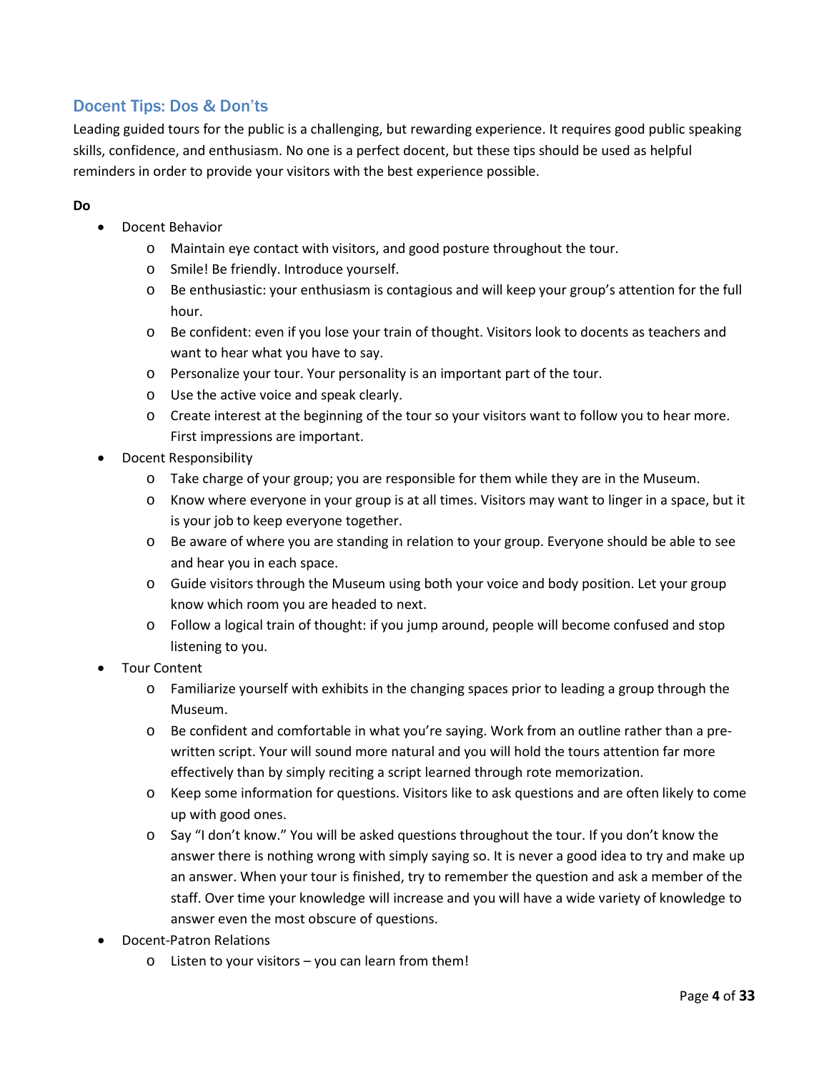## Docent Tips: Dos & Don'ts

Leading guided tours for the public is a challenging, but rewarding experience. It requires good public speaking skills, confidence, and enthusiasm. No one is a perfect docent, but these tips should be used as helpful reminders in order to provide your visitors with the best experience possible.

**Do**

- Docent Behavior
  - Maintain eye contact with visitors, and good posture throughout the tour.
  - Smile! Be friendly. Introduce yourself.
  - Be enthusiastic: your enthusiasm is contagious and will keep your group's attention for the full hour.
  - Be confident: even if you lose your train of thought. Visitors look to docents as teachers and want to hear what you have to say.
  - Personalize your tour. Your personality is an important part of the tour.
  - Use the active voice and speak clearly.
  - Create interest at the beginning of the tour so your visitors want to follow you to hear more. First impressions are important.
- Docent Responsibility
  - Take charge of your group; you are responsible for them while they are in the Museum.
  - Know where everyone in your group is at all times. Visitors may want to linger in a space, but it is your job to keep everyone together.
  - Be aware of where you are standing in relation to your group. Everyone should be able to see and hear you in each space.
  - Guide visitors through the Museum using both your voice and body position. Let your group know which room you are headed to next.
  - Follow a logical train of thought: if you jump around, people will become confused and stop listening to you.
- Tour Content
  - Familiarize yourself with exhibits in the changing spaces prior to leading a group through the Museum.
  - Be confident and comfortable in what you're saying. Work from an outline rather than a pre-written script. Your will sound more natural and you will hold the tours attention far more effectively than by simply reciting a script learned through rote memorization.
  - Keep some information for questions. Visitors like to ask questions and are often likely to come up with good ones.
  - Say "I don't know." You will be asked questions throughout the tour. If you don't know the answer there is nothing wrong with simply saying so. It is never a good idea to try and make up an answer. When your tour is finished, try to remember the question and ask a member of the staff. Over time your knowledge will increase and you will have a wide variety of knowledge to answer even the most obscure of questions.
- Docent-Patron Relations
  - Listen to your visitors – you can learn from them!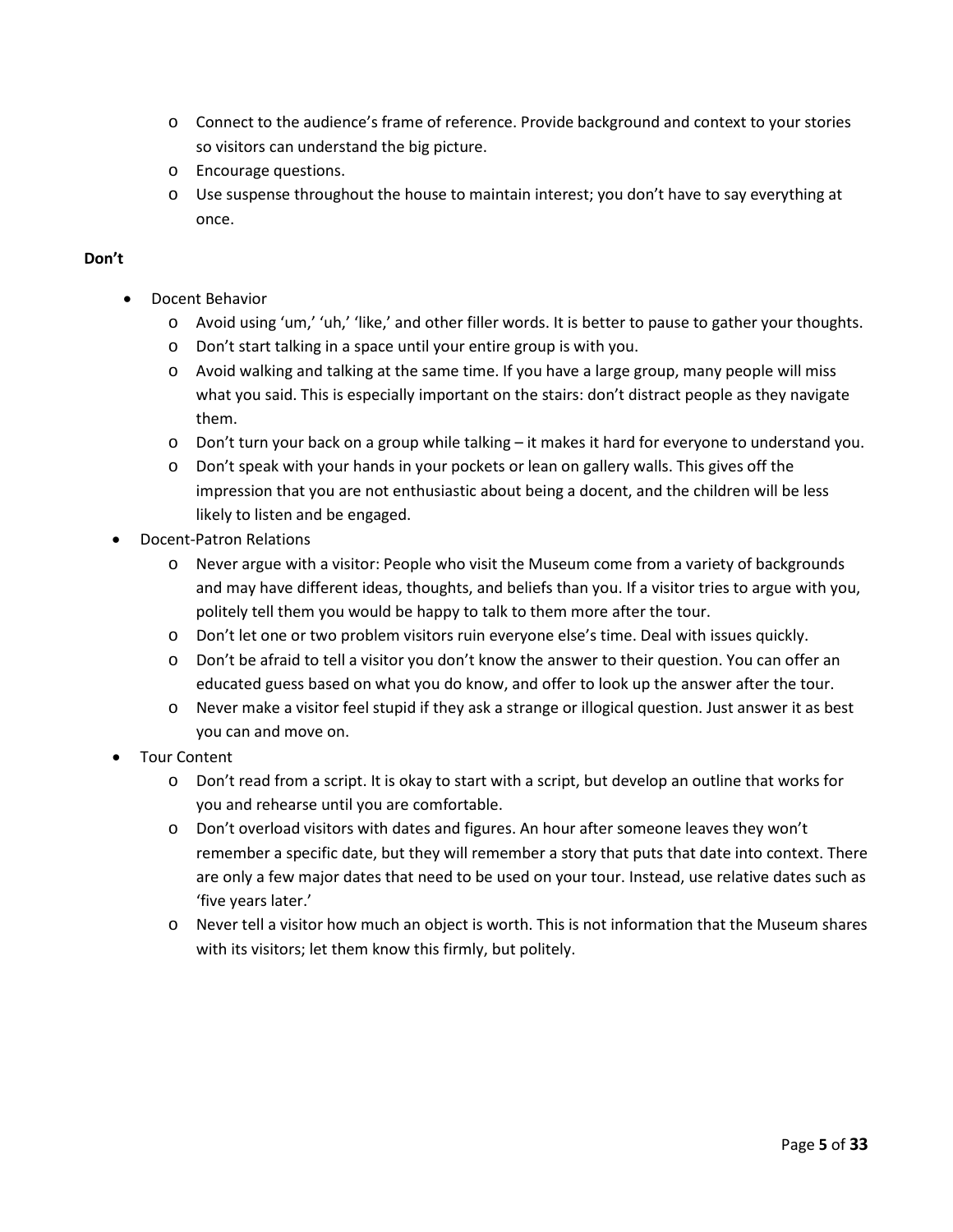- Connect to the audience's frame of reference. Provide background and context to your stories so visitors can understand the big picture.
  - Encourage questions.
  - Use suspense throughout the house to maintain interest; you don't have to say everything at once.

**Don't**

- Docent Behavior
  - Avoid using 'um,' 'uh,' 'like,' and other filler words. It is better to pause to gather your thoughts.
  - Don't start talking in a space until your entire group is with you.
  - Avoid walking and talking at the same time. If you have a large group, many people will miss what you said. This is especially important on the stairs: don't distract people as they navigate them.
  - Don't turn your back on a group while talking – it makes it hard for everyone to understand you.
  - Don't speak with your hands in your pockets or lean on gallery walls. This gives off the impression that you are not enthusiastic about being a docent, and the children will be less likely to listen and be engaged.
- Docent-Patron Relations
  - Never argue with a visitor: People who visit the Museum come from a variety of backgrounds and may have different ideas, thoughts, and beliefs than you. If a visitor tries to argue with you, politely tell them you would be happy to talk to them more after the tour.
  - Don't let one or two problem visitors ruin everyone else's time. Deal with issues quickly.
  - Don't be afraid to tell a visitor you don't know the answer to their question. You can offer an educated guess based on what you do know, and offer to look up the answer after the tour.
  - Never make a visitor feel stupid if they ask a strange or illogical question. Just answer it as best you can and move on.
- Tour Content
  - Don't read from a script. It is okay to start with a script, but develop an outline that works for you and rehearse until you are comfortable.
  - Don't overload visitors with dates and figures. An hour after someone leaves they won't remember a specific date, but they will remember a story that puts that date into context. There are only a few major dates that need to be used on your tour. Instead, use relative dates such as 'five years later.'
  - Never tell a visitor how much an object is worth. This is not information that the Museum shares with its visitors; let them know this firmly, but politely.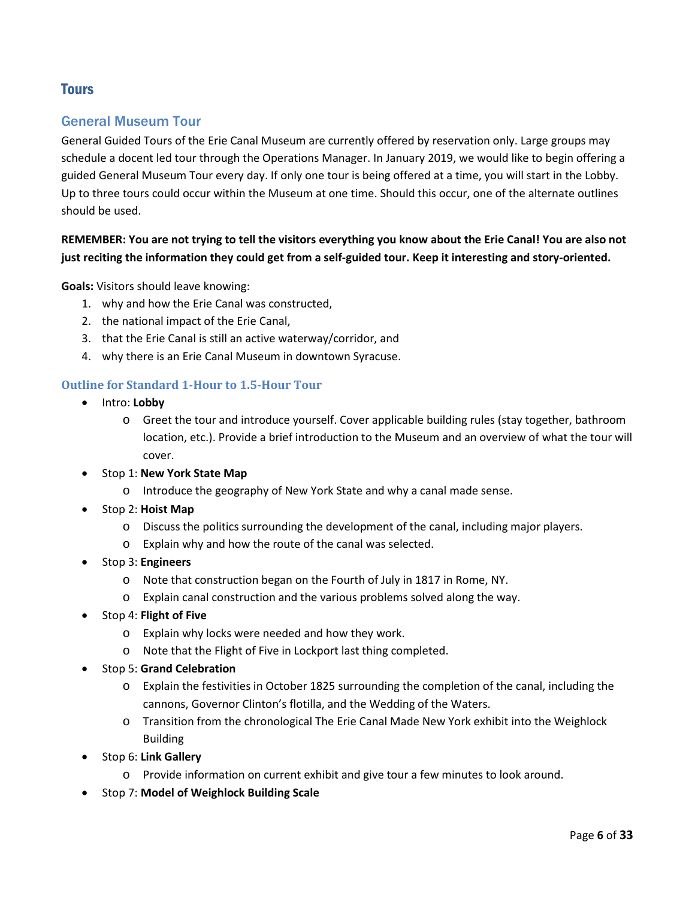## Tours

### General Museum Tour

General Guided Tours of the Erie Canal Museum are currently offered by reservation only. Large groups may schedule a docent led tour through the Operations Manager. In January 2019, we would like to begin offering a guided General Museum Tour every day. If only one tour is being offered at a time, you will start in the Lobby. Up to three tours could occur within the Museum at one time. Should this occur, one of the alternate outlines should be used.

**REMEMBER: You are not trying to tell the visitors everything you know about the Erie Canal! You are also not just reciting the information they could get from a self-guided tour. Keep it interesting and story-oriented.**

**Goals:** Visitors should leave knowing:

1. why and how the Erie Canal was constructed,
2. the national impact of the Erie Canal,
3. that the Erie Canal is still an active waterway/corridor, and
4. why there is an Erie Canal Museum in downtown Syracuse.

#### Outline for Standard 1-Hour to 1.5-Hour Tour

- Intro: **Lobby**
  - Greet the tour and introduce yourself. Cover applicable building rules (stay together, bathroom location, etc.). Provide a brief introduction to the Museum and an overview of what the tour will cover.
- Stop 1: **New York State Map**
  - Introduce the geography of New York State and why a canal made sense.
- Stop 2: **Hoist Map**
  - Discuss the politics surrounding the development of the canal, including major players.
  - Explain why and how the route of the canal was selected.
- Stop 3: **Engineers**
  - Note that construction began on the Fourth of July in 1817 in Rome, NY.
  - Explain canal construction and the various problems solved along the way.
- Stop 4: **Flight of Five**
  - Explain why locks were needed and how they work.
  - Note that the Flight of Five in Lockport last thing completed.
- Stop 5: **Grand Celebration**
  - Explain the festivities in October 1825 surrounding the completion of the canal, including the cannons, Governor Clinton's flotilla, and the Wedding of the Waters.
  - Transition from the chronological The Erie Canal Made New York exhibit into the Weighlock Building
- Stop 6: **Link Gallery**
  - Provide information on current exhibit and give tour a few minutes to look around.
- Stop 7: **Model of Weighlock Building Scale**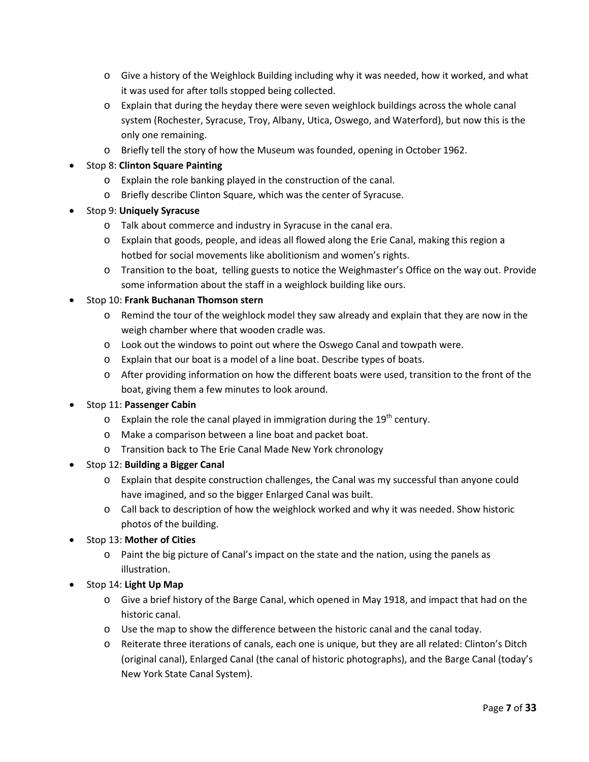- Give a history of the Weighlock Building including why it was needed, how it worked, and what it was used for after tolls stopped being collected.
   - Explain that during the heyday there were seven weighlock buildings across the whole canal system (Rochester, Syracuse, Troy, Albany, Utica, Oswego, and Waterford), but now this is the only one remaining.
   - Briefly tell the story of how the Museum was founded, opening in October 1962.
- Stop 8: **Clinton Square Painting**
   - Explain the role banking played in the construction of the canal.
   - Briefly describe Clinton Square, which was the center of Syracuse.
- Stop 9: **Uniquely Syracuse**
   - Talk about commerce and industry in Syracuse in the canal era.
   - Explain that goods, people, and ideas all flowed along the Erie Canal, making this region a hotbed for social movements like abolitionism and women's rights.
   - Transition to the boat, telling guests to notice the Weighmaster's Office on the way out. Provide some information about the staff in a weighlock building like ours.
- Stop 10: **Frank Buchanan Thomson stern**
   - Remind the tour of the weighlock model they saw already and explain that they are now in the weigh chamber where that wooden cradle was.
   - Look out the windows to point out where the Oswego Canal and towpath were.
   - Explain that our boat is a model of a line boat. Describe types of boats.
   - After providing information on how the different boats were used, transition to the front of the boat, giving them a few minutes to look around.
- Stop 11: **Passenger Cabin**
   - Explain the role the canal played in immigration during the 19th century.
   - Make a comparison between a line boat and packet boat.
   - Transition back to The Erie Canal Made New York chronology
- Stop 12: **Building a Bigger Canal**
   - Explain that despite construction challenges, the Canal was my successful than anyone could have imagined, and so the bigger Enlarged Canal was built.
   - Call back to description of how the weighlock worked and why it was needed. Show historic photos of the building.
- Stop 13: **Mother of Cities**
   - Paint the big picture of Canal's impact on the state and the nation, using the panels as illustration.
- Stop 14: **Light Up Map**
   - Give a brief history of the Barge Canal, which opened in May 1918, and impact that had on the historic canal.
   - Use the map to show the difference between the historic canal and the canal today.
   - Reiterate three iterations of canals, each one is unique, but they are all related: Clinton's Ditch (original canal), Enlarged Canal (the canal of historic photographs), and the Barge Canal (today's New York State Canal System).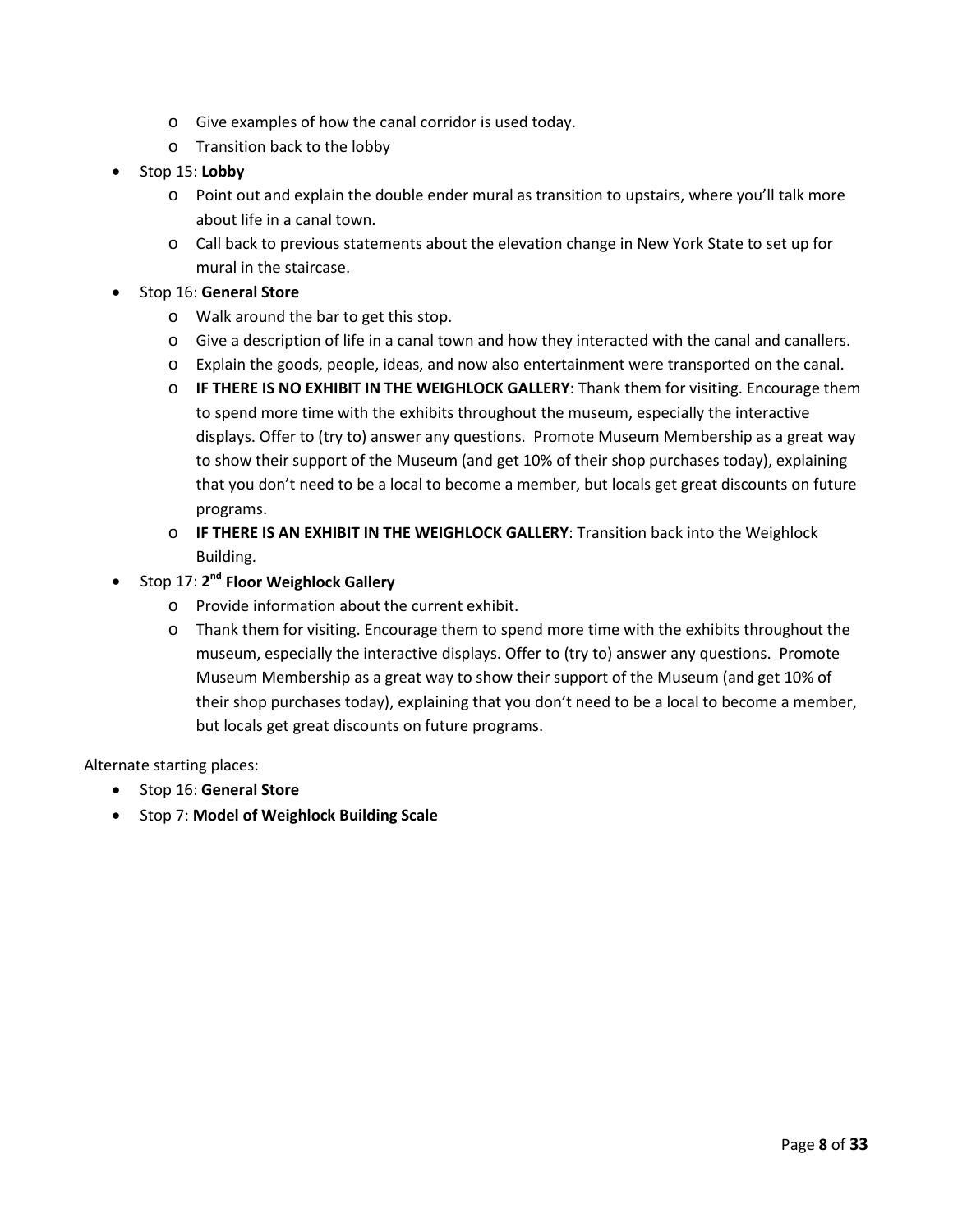- Give examples of how the canal corridor is used today.
  - Transition back to the lobby
- Stop 15: **Lobby**
  - Point out and explain the double ender mural as transition to upstairs, where you'll talk more about life in a canal town.
  - Call back to previous statements about the elevation change in New York State to set up for mural in the staircase.
- Stop 16: **General Store**
  - Walk around the bar to get this stop.
  - Give a description of life in a canal town and how they interacted with the canal and canallers.
  - Explain the goods, people, ideas, and now also entertainment were transported on the canal.
  - **IF THERE IS NO EXHIBIT IN THE WEIGHLOCK GALLERY**: Thank them for visiting. Encourage them to spend more time with the exhibits throughout the museum, especially the interactive displays. Offer to (try to) answer any questions. Promote Museum Membership as a great way to show their support of the Museum (and get 10% of their shop purchases today), explaining that you don't need to be a local to become a member, but locals get great discounts on future programs.
  - **IF THERE IS AN EXHIBIT IN THE WEIGHLOCK GALLERY**: Transition back into the Weighlock Building.
- Stop 17: **2nd Floor Weighlock Gallery**
  - Provide information about the current exhibit.
  - Thank them for visiting. Encourage them to spend more time with the exhibits throughout the museum, especially the interactive displays. Offer to (try to) answer any questions. Promote Museum Membership as a great way to show their support of the Museum (and get 10% of their shop purchases today), explaining that you don't need to be a local to become a member, but locals get great discounts on future programs.

Alternate starting places:

- Stop 16: **General Store**
- Stop 7: **Model of Weighlock Building Scale**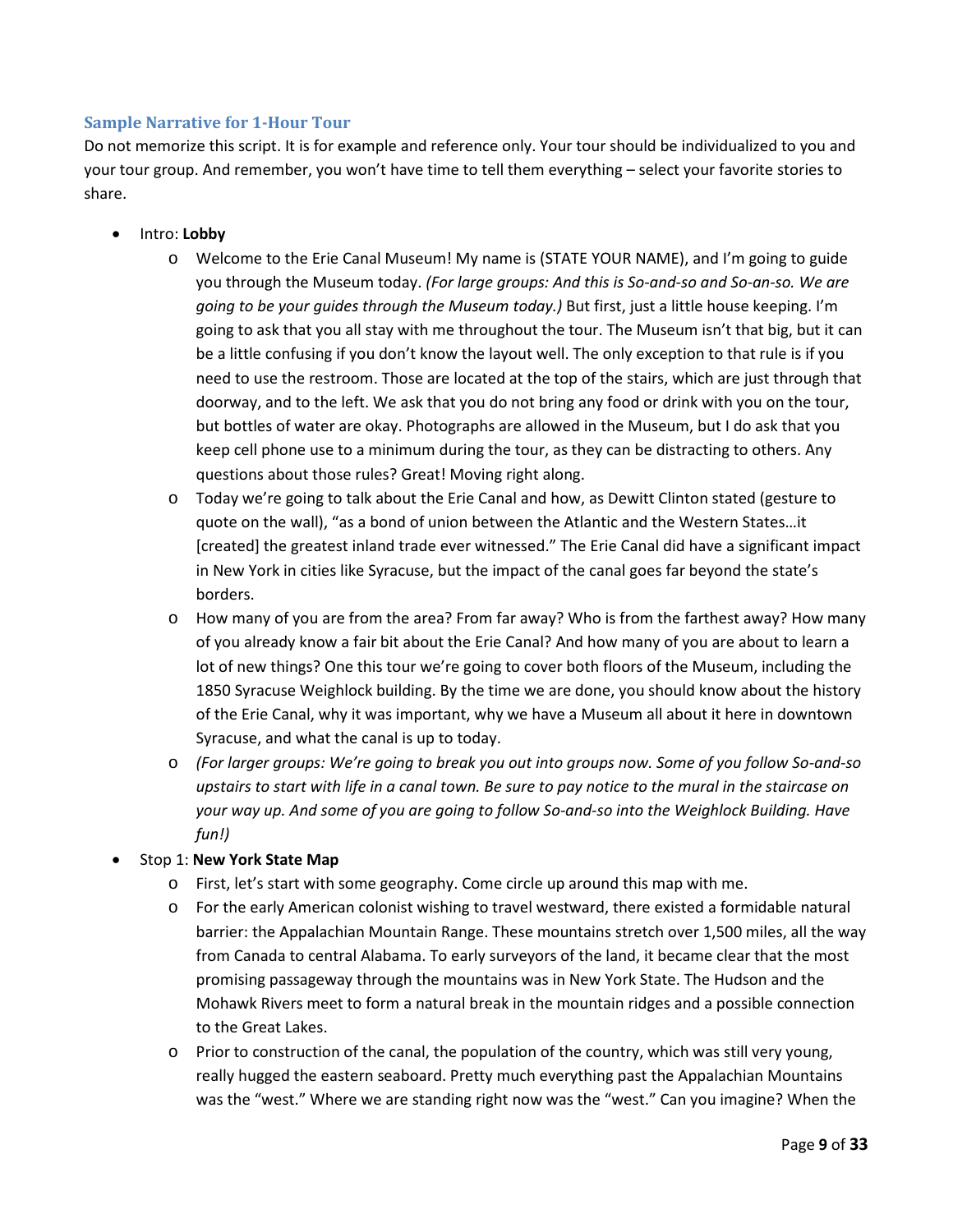### Sample Narrative for 1-Hour Tour

Do not memorize this script. It is for example and reference only. Your tour should be individualized to you and your tour group. And remember, you won't have time to tell them everything – select your favorite stories to share.

- Intro: **Lobby**
  - Welcome to the Erie Canal Museum! My name is (STATE YOUR NAME), and I'm going to guide you through the Museum today. *(For large groups: And this is So-and-so and So-an-so. We are going to be your guides through the Museum today.)* But first, just a little house keeping. I'm going to ask that you all stay with me throughout the tour. The Museum isn't that big, but it can be a little confusing if you don't know the layout well. The only exception to that rule is if you need to use the restroom. Those are located at the top of the stairs, which are just through that doorway, and to the left. We ask that you do not bring any food or drink with you on the tour, but bottles of water are okay. Photographs are allowed in the Museum, but I do ask that you keep cell phone use to a minimum during the tour, as they can be distracting to others. Any questions about those rules? Great! Moving right along.
  - Today we're going to talk about the Erie Canal and how, as Dewitt Clinton stated (gesture to quote on the wall), "as a bond of union between the Atlantic and the Western States…it [created] the greatest inland trade ever witnessed." The Erie Canal did have a significant impact in New York in cities like Syracuse, but the impact of the canal goes far beyond the state's borders.
  - How many of you are from the area? From far away? Who is from the farthest away? How many of you already know a fair bit about the Erie Canal? And how many of you are about to learn a lot of new things? One this tour we're going to cover both floors of the Museum, including the 1850 Syracuse Weighlock building. By the time we are done, you should know about the history of the Erie Canal, why it was important, why we have a Museum all about it here in downtown Syracuse, and what the canal is up to today.
  - *(For larger groups: We're going to break you out into groups now. Some of you follow So-and-so upstairs to start with life in a canal town. Be sure to pay notice to the mural in the staircase on your way up. And some of you are going to follow So-and-so into the Weighlock Building. Have fun!)*
- Stop 1: **New York State Map**
  - First, let's start with some geography. Come circle up around this map with me.
  - For the early American colonist wishing to travel westward, there existed a formidable natural barrier: the Appalachian Mountain Range. These mountains stretch over 1,500 miles, all the way from Canada to central Alabama. To early surveyors of the land, it became clear that the most promising passageway through the mountains was in New York State. The Hudson and the Mohawk Rivers meet to form a natural break in the mountain ridges and a possible connection to the Great Lakes.
  - Prior to construction of the canal, the population of the country, which was still very young, really hugged the eastern seaboard. Pretty much everything past the Appalachian Mountains was the "west." Where we are standing right now was the "west." Can you imagine? When the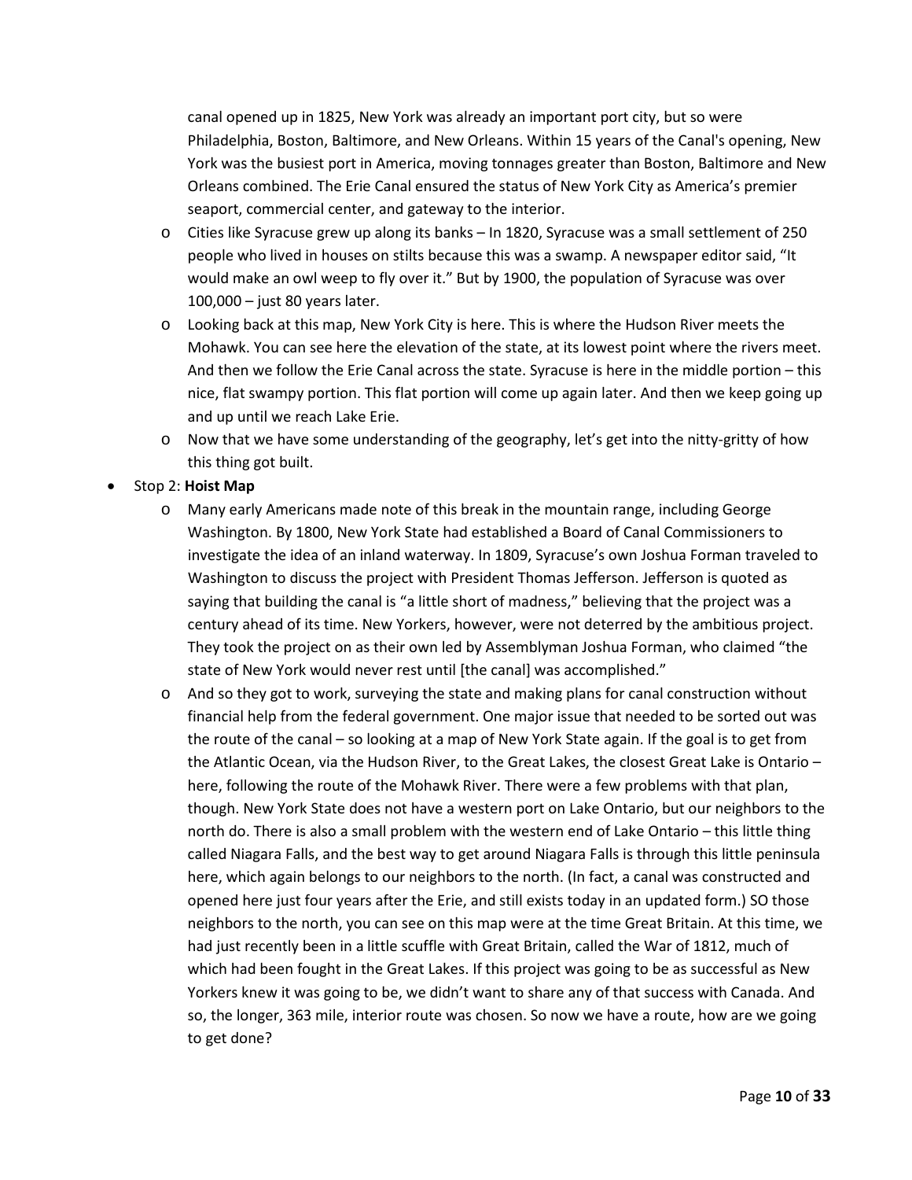canal opened up in 1825, New York was already an important port city, but so were Philadelphia, Boston, Baltimore, and New Orleans. Within 15 years of the Canal's opening, New York was the busiest port in America, moving tonnages greater than Boston, Baltimore and New Orleans combined. The Erie Canal ensured the status of New York City as America's premier seaport, commercial center, and gateway to the interior.

  - Cities like Syracuse grew up along its banks – In 1820, Syracuse was a small settlement of 250 people who lived in houses on stilts because this was a swamp. A newspaper editor said, "It would make an owl weep to fly over it." But by 1900, the population of Syracuse was over 100,000 – just 80 years later.
  - Looking back at this map, New York City is here. This is where the Hudson River meets the Mohawk. You can see here the elevation of the state, at its lowest point where the rivers meet. And then we follow the Erie Canal across the state. Syracuse is here in the middle portion – this nice, flat swampy portion. This flat portion will come up again later. And then we keep going up and up until we reach Lake Erie.
  - Now that we have some understanding of the geography, let's get into the nitty-gritty of how this thing got built.

- Stop 2: **Hoist Map**
  - Many early Americans made note of this break in the mountain range, including George Washington. By 1800, New York State had established a Board of Canal Commissioners to investigate the idea of an inland waterway. In 1809, Syracuse's own Joshua Forman traveled to Washington to discuss the project with President Thomas Jefferson. Jefferson is quoted as saying that building the canal is "a little short of madness," believing that the project was a century ahead of its time. New Yorkers, however, were not deterred by the ambitious project. They took the project on as their own led by Assemblyman Joshua Forman, who claimed "the state of New York would never rest until [the canal] was accomplished."
  - And so they got to work, surveying the state and making plans for canal construction without financial help from the federal government. One major issue that needed to be sorted out was the route of the canal – so looking at a map of New York State again. If the goal is to get from the Atlantic Ocean, via the Hudson River, to the Great Lakes, the closest Great Lake is Ontario – here, following the route of the Mohawk River. There were a few problems with that plan, though. New York State does not have a western port on Lake Ontario, but our neighbors to the north do. There is also a small problem with the western end of Lake Ontario – this little thing called Niagara Falls, and the best way to get around Niagara Falls is through this little peninsula here, which again belongs to our neighbors to the north. (In fact, a canal was constructed and opened here just four years after the Erie, and still exists today in an updated form.) SO those neighbors to the north, you can see on this map were at the time Great Britain. At this time, we had just recently been in a little scuffle with Great Britain, called the War of 1812, much of which had been fought in the Great Lakes. If this project was going to be as successful as New Yorkers knew it was going to be, we didn't want to share any of that success with Canada. And so, the longer, 363 mile, interior route was chosen. So now we have a route, how are we going to get done?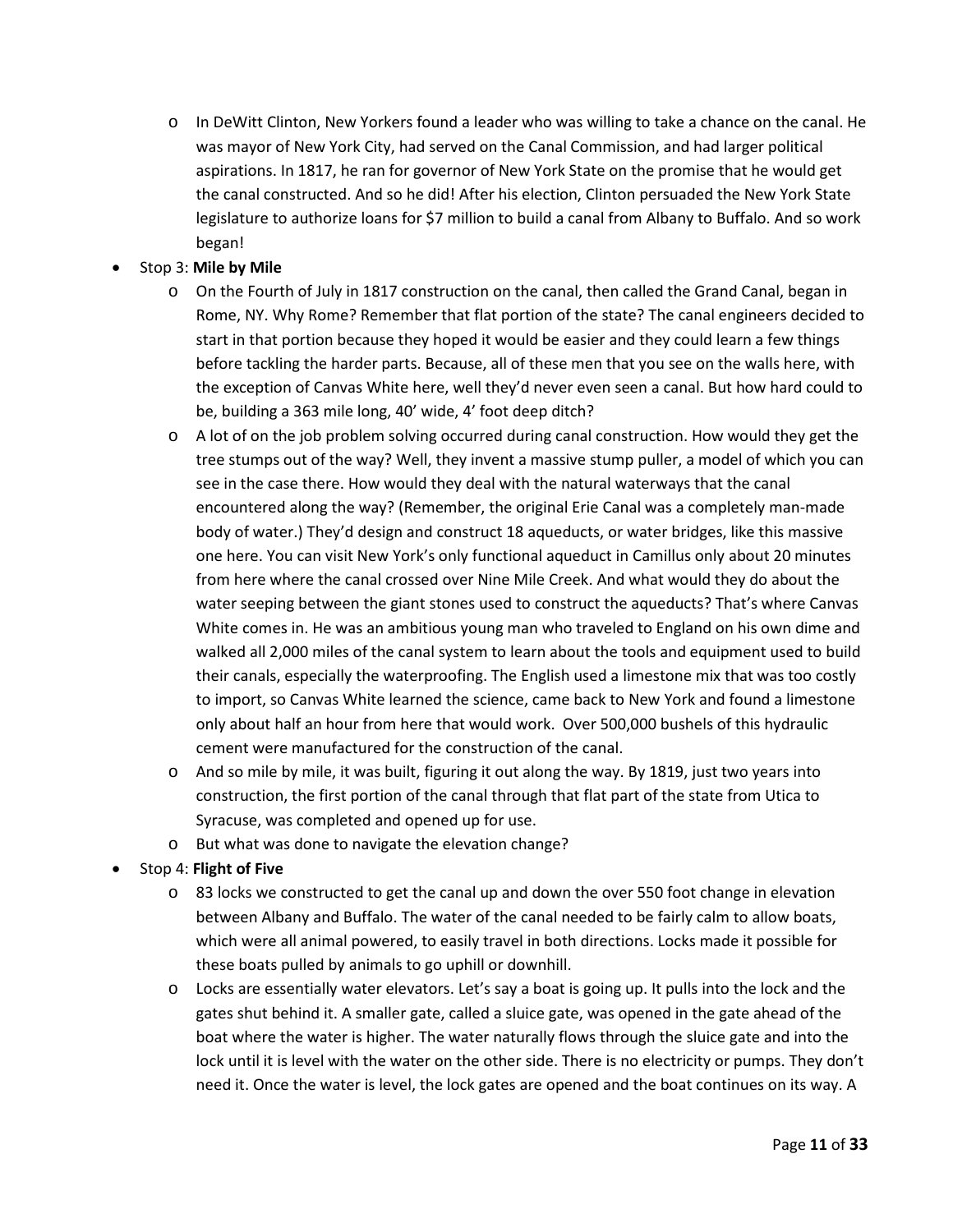- In DeWitt Clinton, New Yorkers found a leader who was willing to take a chance on the canal. He was mayor of New York City, had served on the Canal Commission, and had larger political aspirations. In 1817, he ran for governor of New York State on the promise that he would get the canal constructed. And so he did! After his election, Clinton persuaded the New York State legislature to authorize loans for $7 million to build a canal from Albany to Buffalo. And so work began!

- Stop 3: **Mile by Mile**
  - On the Fourth of July in 1817 construction on the canal, then called the Grand Canal, began in Rome, NY. Why Rome? Remember that flat portion of the state? The canal engineers decided to start in that portion because they hoped it would be easier and they could learn a few things before tackling the harder parts. Because, all of these men that you see on the walls here, with the exception of Canvas White here, well they'd never even seen a canal. But how hard could to be, building a 363 mile long, 40' wide, 4' foot deep ditch?
  - A lot of on the job problem solving occurred during canal construction. How would they get the tree stumps out of the way? Well, they invent a massive stump puller, a model of which you can see in the case there. How would they deal with the natural waterways that the canal encountered along the way? (Remember, the original Erie Canal was a completely man-made body of water.) They'd design and construct 18 aqueducts, or water bridges, like this massive one here. You can visit New York's only functional aqueduct in Camillus only about 20 minutes from here where the canal crossed over Nine Mile Creek. And what would they do about the water seeping between the giant stones used to construct the aqueducts? That's where Canvas White comes in. He was an ambitious young man who traveled to England on his own dime and walked all 2,000 miles of the canal system to learn about the tools and equipment used to build their canals, especially the waterproofing. The English used a limestone mix that was too costly to import, so Canvas White learned the science, came back to New York and found a limestone only about half an hour from here that would work. Over 500,000 bushels of this hydraulic cement were manufactured for the construction of the canal.
  - And so mile by mile, it was built, figuring it out along the way. By 1819, just two years into construction, the first portion of the canal through that flat part of the state from Utica to Syracuse, was completed and opened up for use.
  - But what was done to navigate the elevation change?

- Stop 4: **Flight of Five**
  - 83 locks we constructed to get the canal up and down the over 550 foot change in elevation between Albany and Buffalo. The water of the canal needed to be fairly calm to allow boats, which were all animal powered, to easily travel in both directions. Locks made it possible for these boats pulled by animals to go uphill or downhill.
  - Locks are essentially water elevators. Let's say a boat is going up. It pulls into the lock and the gates shut behind it. A smaller gate, called a sluice gate, was opened in the gate ahead of the boat where the water is higher. The water naturally flows through the sluice gate and into the lock until it is level with the water on the other side. There is no electricity or pumps. They don't need it. Once the water is level, the lock gates are opened and the boat continues on its way. A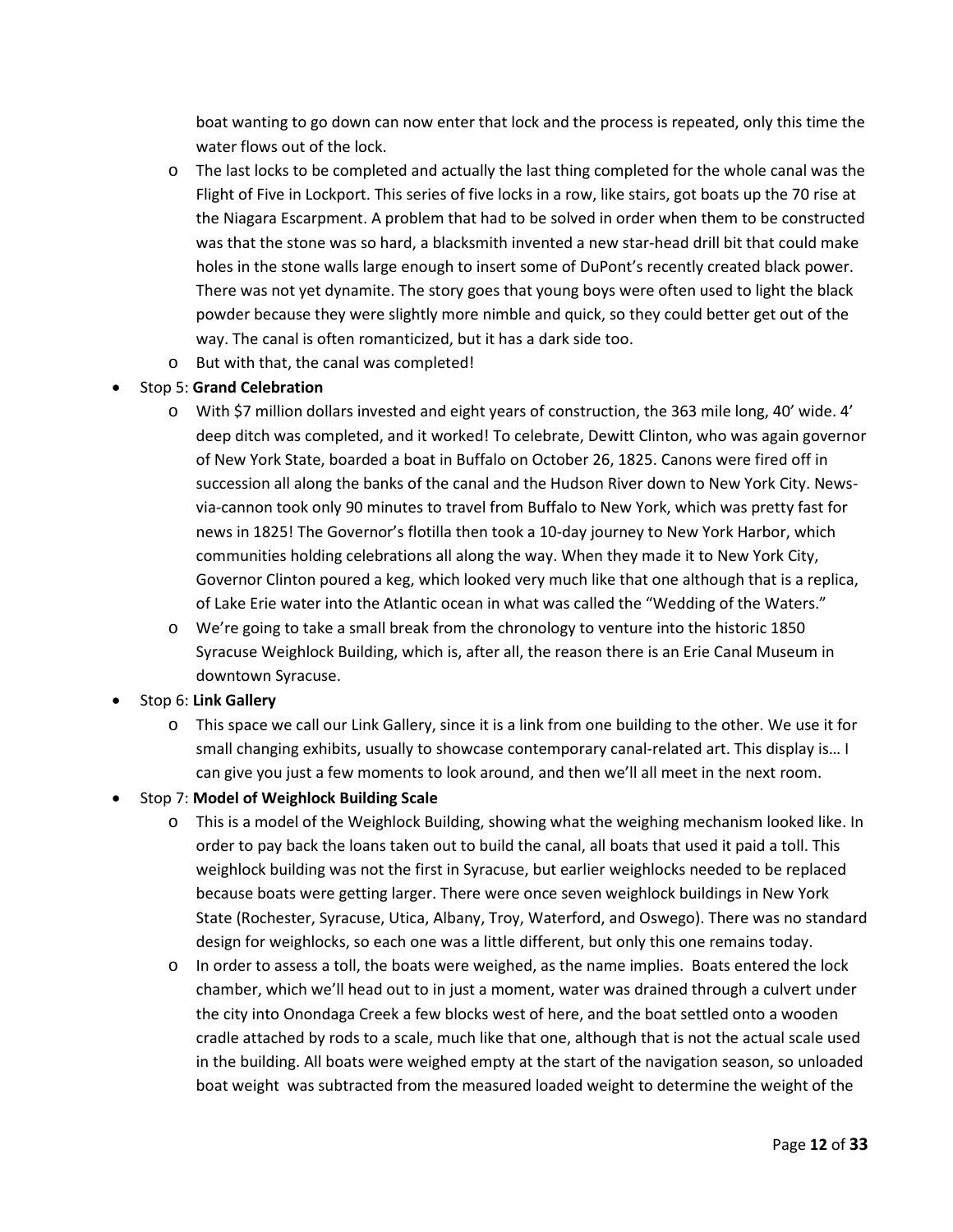boat wanting to go down can now enter that lock and the process is repeated, only this time the water flows out of the lock.

- The last locks to be completed and actually the last thing completed for the whole canal was the Flight of Five in Lockport. This series of five locks in a row, like stairs, got boats up the 70 rise at the Niagara Escarpment. A problem that had to be solved in order when them to be constructed was that the stone was so hard, a blacksmith invented a new star-head drill bit that could make holes in the stone walls large enough to insert some of DuPont's recently created black power. There was not yet dynamite. The story goes that young boys were often used to light the black powder because they were slightly more nimble and quick, so they could better get out of the way. The canal is often romanticized, but it has a dark side too.
- But with that, the canal was completed!

- Stop 5: **Grand Celebration**
  - With $7 million dollars invested and eight years of construction, the 363 mile long, 40' wide. 4' deep ditch was completed, and it worked! To celebrate, Dewitt Clinton, who was again governor of New York State, boarded a boat in Buffalo on October 26, 1825. Canons were fired off in succession all along the banks of the canal and the Hudson River down to New York City. News-via-cannon took only 90 minutes to travel from Buffalo to New York, which was pretty fast for news in 1825! The Governor's flotilla then took a 10-day journey to New York Harbor, which communities holding celebrations all along the way. When they made it to New York City, Governor Clinton poured a keg, which looked very much like that one although that is a replica, of Lake Erie water into the Atlantic ocean in what was called the "Wedding of the Waters."
  - We're going to take a small break from the chronology to venture into the historic 1850 Syracuse Weighlock Building, which is, after all, the reason there is an Erie Canal Museum in downtown Syracuse.
- Stop 6: **Link Gallery**
  - This space we call our Link Gallery, since it is a link from one building to the other. We use it for small changing exhibits, usually to showcase contemporary canal-related art. This display is… I can give you just a few moments to look around, and then we'll all meet in the next room.
- Stop 7: **Model of Weighlock Building Scale**
  - This is a model of the Weighlock Building, showing what the weighing mechanism looked like. In order to pay back the loans taken out to build the canal, all boats that used it paid a toll. This weighlock building was not the first in Syracuse, but earlier weighlocks needed to be replaced because boats were getting larger. There were once seven weighlock buildings in New York State (Rochester, Syracuse, Utica, Albany, Troy, Waterford, and Oswego). There was no standard design for weighlocks, so each one was a little different, but only this one remains today.
  - In order to assess a toll, the boats were weighed, as the name implies. Boats entered the lock chamber, which we'll head out to in just a moment, water was drained through a culvert under the city into Onondaga Creek a few blocks west of here, and the boat settled onto a wooden cradle attached by rods to a scale, much like that one, although that is not the actual scale used in the building. All boats were weighed empty at the start of the navigation season, so unloaded boat weight was subtracted from the measured loaded weight to determine the weight of the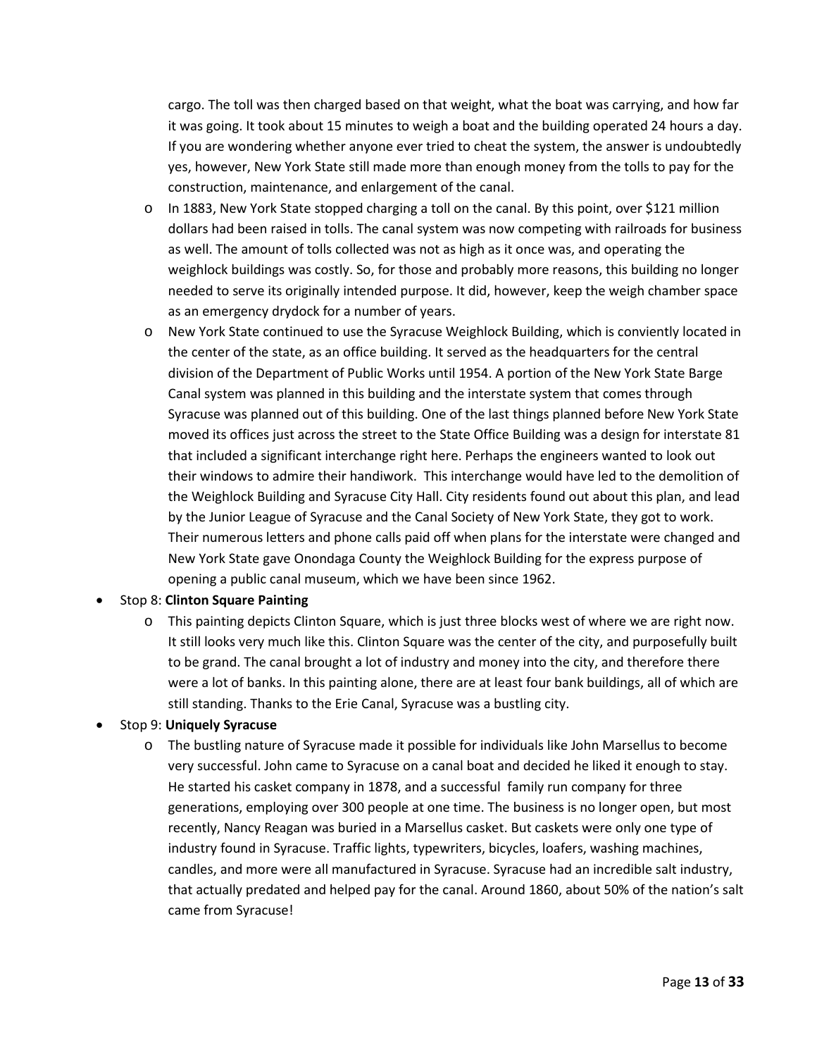cargo. The toll was then charged based on that weight, what the boat was carrying, and how far it was going. It took about 15 minutes to weigh a boat and the building operated 24 hours a day. If you are wondering whether anyone ever tried to cheat the system, the answer is undoubtedly yes, however, New York State still made more than enough money from the tolls to pay for the construction, maintenance, and enlargement of the canal.

- In 1883, New York State stopped charging a toll on the canal. By this point, over $121 million dollars had been raised in tolls. The canal system was now competing with railroads for business as well. The amount of tolls collected was not as high as it once was, and operating the weighlock buildings was costly. So, for those and probably more reasons, this building no longer needed to serve its originally intended purpose. It did, however, keep the weigh chamber space as an emergency drydock for a number of years.
- New York State continued to use the Syracuse Weighlock Building, which is conviently located in the center of the state, as an office building. It served as the headquarters for the central division of the Department of Public Works until 1954. A portion of the New York State Barge Canal system was planned in this building and the interstate system that comes through Syracuse was planned out of this building. One of the last things planned before New York State moved its offices just across the street to the State Office Building was a design for interstate 81 that included a significant interchange right here. Perhaps the engineers wanted to look out their windows to admire their handiwork. This interchange would have led to the demolition of the Weighlock Building and Syracuse City Hall. City residents found out about this plan, and lead by the Junior League of Syracuse and the Canal Society of New York State, they got to work. Their numerous letters and phone calls paid off when plans for the interstate were changed and New York State gave Onondaga County the Weighlock Building for the express purpose of opening a public canal museum, which we have been since 1962.

- Stop 8: **Clinton Square Painting**
  - This painting depicts Clinton Square, which is just three blocks west of where we are right now. It still looks very much like this. Clinton Square was the center of the city, and purposefully built to be grand. The canal brought a lot of industry and money into the city, and therefore there were a lot of banks. In this painting alone, there are at least four bank buildings, all of which are still standing. Thanks to the Erie Canal, Syracuse was a bustling city.
- Stop 9: **Uniquely Syracuse**
  - The bustling nature of Syracuse made it possible for individuals like John Marsellus to become very successful. John came to Syracuse on a canal boat and decided he liked it enough to stay. He started his casket company in 1878, and a successful family run company for three generations, employing over 300 people at one time. The business is no longer open, but most recently, Nancy Reagan was buried in a Marsellus casket. But caskets were only one type of industry found in Syracuse. Traffic lights, typewriters, bicycles, loafers, washing machines, candles, and more were all manufactured in Syracuse. Syracuse had an incredible salt industry, that actually predated and helped pay for the canal. Around 1860, about 50% of the nation's salt came from Syracuse!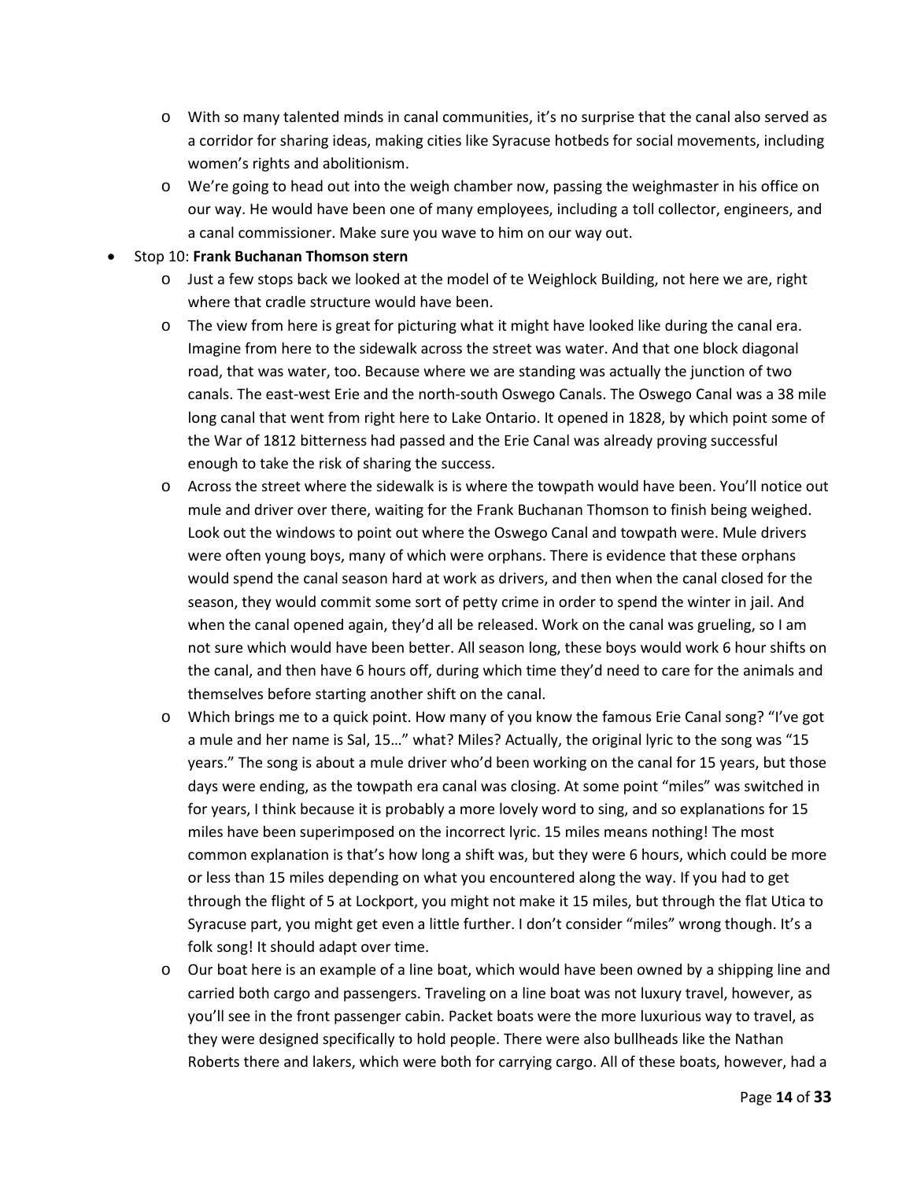- With so many talented minds in canal communities, it's no surprise that the canal also served as a corridor for sharing ideas, making cities like Syracuse hotbeds for social movements, including women's rights and abolitionism.
- We're going to head out into the weigh chamber now, passing the weighmaster in his office on our way. He would have been one of many employees, including a toll collector, engineers, and a canal commissioner. Make sure you wave to him on our way out.

- Stop 10: **Frank Buchanan Thomson stern**
    - Just a few stops back we looked at the model of te Weighlock Building, not here we are, right where that cradle structure would have been.
    - The view from here is great for picturing what it might have looked like during the canal era. Imagine from here to the sidewalk across the street was water. And that one block diagonal road, that was water, too. Because where we are standing was actually the junction of two canals. The east-west Erie and the north-south Oswego Canals. The Oswego Canal was a 38 mile long canal that went from right here to Lake Ontario. It opened in 1828, by which point some of the War of 1812 bitterness had passed and the Erie Canal was already proving successful enough to take the risk of sharing the success.
    - Across the street where the sidewalk is is where the towpath would have been. You'll notice out mule and driver over there, waiting for the Frank Buchanan Thomson to finish being weighed. Look out the windows to point out where the Oswego Canal and towpath were. Mule drivers were often young boys, many of which were orphans. There is evidence that these orphans would spend the canal season hard at work as drivers, and then when the canal closed for the season, they would commit some sort of petty crime in order to spend the winter in jail. And when the canal opened again, they'd all be released. Work on the canal was grueling, so I am not sure which would have been better. All season long, these boys would work 6 hour shifts on the canal, and then have 6 hours off, during which time they'd need to care for the animals and themselves before starting another shift on the canal.
    - Which brings me to a quick point. How many of you know the famous Erie Canal song? "I've got a mule and her name is Sal, 15…" what? Miles? Actually, the original lyric to the song was "15 years." The song is about a mule driver who'd been working on the canal for 15 years, but those days were ending, as the towpath era canal was closing. At some point "miles" was switched in for years, I think because it is probably a more lovely word to sing, and so explanations for 15 miles have been superimposed on the incorrect lyric. 15 miles means nothing! The most common explanation is that's how long a shift was, but they were 6 hours, which could be more or less than 15 miles depending on what you encountered along the way. If you had to get through the flight of 5 at Lockport, you might not make it 15 miles, but through the flat Utica to Syracuse part, you might get even a little further. I don't consider "miles" wrong though. It's a folk song! It should adapt over time.
    - Our boat here is an example of a line boat, which would have been owned by a shipping line and carried both cargo and passengers. Traveling on a line boat was not luxury travel, however, as you'll see in the front passenger cabin. Packet boats were the more luxurious way to travel, as they were designed specifically to hold people. There were also bullheads like the Nathan Roberts there and lakers, which were both for carrying cargo. All of these boats, however, had a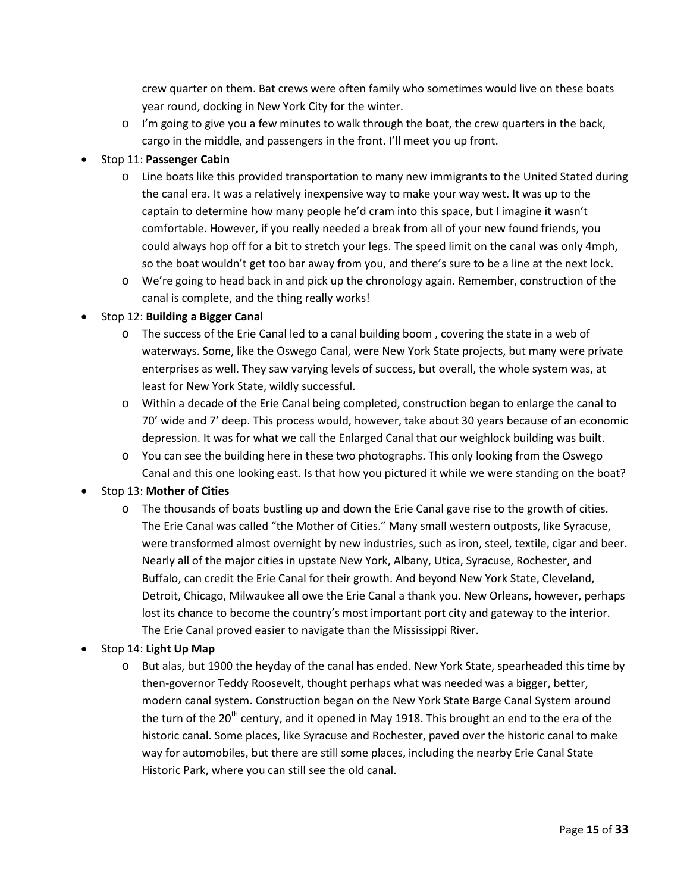crew quarter on them. Bat crews were often family who sometimes would live on these boats year round, docking in New York City for the winter.

- I'm going to give you a few minutes to walk through the boat, the crew quarters in the back, cargo in the middle, and passengers in the front. I'll meet you up front.

- Stop 11: **Passenger Cabin**
  - Line boats like this provided transportation to many new immigrants to the United Stated during the canal era. It was a relatively inexpensive way to make your way west. It was up to the captain to determine how many people he'd cram into this space, but I imagine it wasn't comfortable. However, if you really needed a break from all of your new found friends, you could always hop off for a bit to stretch your legs. The speed limit on the canal was only 4mph, so the boat wouldn't get too bar away from you, and there's sure to be a line at the next lock.
  - We're going to head back in and pick up the chronology again. Remember, construction of the canal is complete, and the thing really works!
- Stop 12: **Building a Bigger Canal**
  - The success of the Erie Canal led to a canal building boom , covering the state in a web of waterways. Some, like the Oswego Canal, were New York State projects, but many were private enterprises as well. They saw varying levels of success, but overall, the whole system was, at least for New York State, wildly successful.
  - Within a decade of the Erie Canal being completed, construction began to enlarge the canal to 70' wide and 7' deep. This process would, however, take about 30 years because of an economic depression. It was for what we call the Enlarged Canal that our weighlock building was built.
  - You can see the building here in these two photographs. This only looking from the Oswego Canal and this one looking east. Is that how you pictured it while we were standing on the boat?
- Stop 13: **Mother of Cities**
  - The thousands of boats bustling up and down the Erie Canal gave rise to the growth of cities. The Erie Canal was called "the Mother of Cities." Many small western outposts, like Syracuse, were transformed almost overnight by new industries, such as iron, steel, textile, cigar and beer. Nearly all of the major cities in upstate New York, Albany, Utica, Syracuse, Rochester, and Buffalo, can credit the Erie Canal for their growth. And beyond New York State, Cleveland, Detroit, Chicago, Milwaukee all owe the Erie Canal a thank you. New Orleans, however, perhaps lost its chance to become the country's most important port city and gateway to the interior. The Erie Canal proved easier to navigate than the Mississippi River.
- Stop 14: **Light Up Map**
  - But alas, but 1900 the heyday of the canal has ended. New York State, spearheaded this time by then-governor Teddy Roosevelt, thought perhaps what was needed was a bigger, better, modern canal system. Construction began on the New York State Barge Canal System around the turn of the 20th century, and it opened in May 1918. This brought an end to the era of the historic canal. Some places, like Syracuse and Rochester, paved over the historic canal to make way for automobiles, but there are still some places, including the nearby Erie Canal State Historic Park, where you can still see the old canal.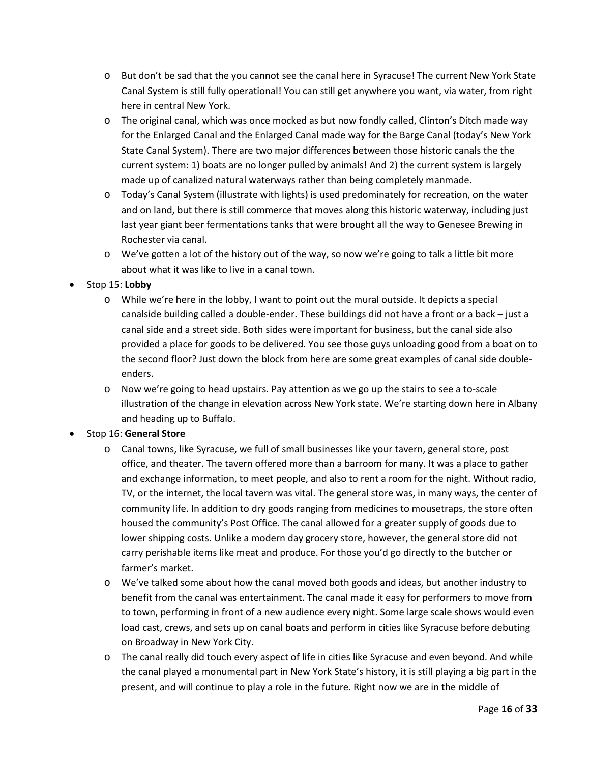- But don't be sad that the you cannot see the canal here in Syracuse! The current New York State Canal System is still fully operational! You can still get anywhere you want, via water, from right here in central New York.
  - The original canal, which was once mocked as but now fondly called, Clinton's Ditch made way for the Enlarged Canal and the Enlarged Canal made way for the Barge Canal (today's New York State Canal System). There are two major differences between those historic canals the the current system: 1) boats are no longer pulled by animals! And 2) the current system is largely made up of canalized natural waterways rather than being completely manmade.
  - Today's Canal System (illustrate with lights) is used predominately for recreation, on the water and on land, but there is still commerce that moves along this historic waterway, including just last year giant beer fermentations tanks that were brought all the way to Genesee Brewing in Rochester via canal.
  - We've gotten a lot of the history out of the way, so now we're going to talk a little bit more about what it was like to live in a canal town.
- Stop 15: **Lobby**
  - While we're here in the lobby, I want to point out the mural outside. It depicts a special canalside building called a double-ender. These buildings did not have a front or a back – just a canal side and a street side. Both sides were important for business, but the canal side also provided a place for goods to be delivered. You see those guys unloading good from a boat on to the second floor? Just down the block from here are some great examples of canal side double-enders.
  - Now we're going to head upstairs. Pay attention as we go up the stairs to see a to-scale illustration of the change in elevation across New York state. We're starting down here in Albany and heading up to Buffalo.
- Stop 16: **General Store**
  - Canal towns, like Syracuse, we full of small businesses like your tavern, general store, post office, and theater. The tavern offered more than a barroom for many. It was a place to gather and exchange information, to meet people, and also to rent a room for the night. Without radio, TV, or the internet, the local tavern was vital. The general store was, in many ways, the center of community life. In addition to dry goods ranging from medicines to mousetraps, the store often housed the community's Post Office. The canal allowed for a greater supply of goods due to lower shipping costs. Unlike a modern day grocery store, however, the general store did not carry perishable items like meat and produce. For those you'd go directly to the butcher or farmer's market.
  - We've talked some about how the canal moved both goods and ideas, but another industry to benefit from the canal was entertainment. The canal made it easy for performers to move from to town, performing in front of a new audience every night. Some large scale shows would even load cast, crews, and sets up on canal boats and perform in cities like Syracuse before debuting on Broadway in New York City.
  - The canal really did touch every aspect of life in cities like Syracuse and even beyond. And while the canal played a monumental part in New York State's history, it is still playing a big part in the present, and will continue to play a role in the future. Right now we are in the middle of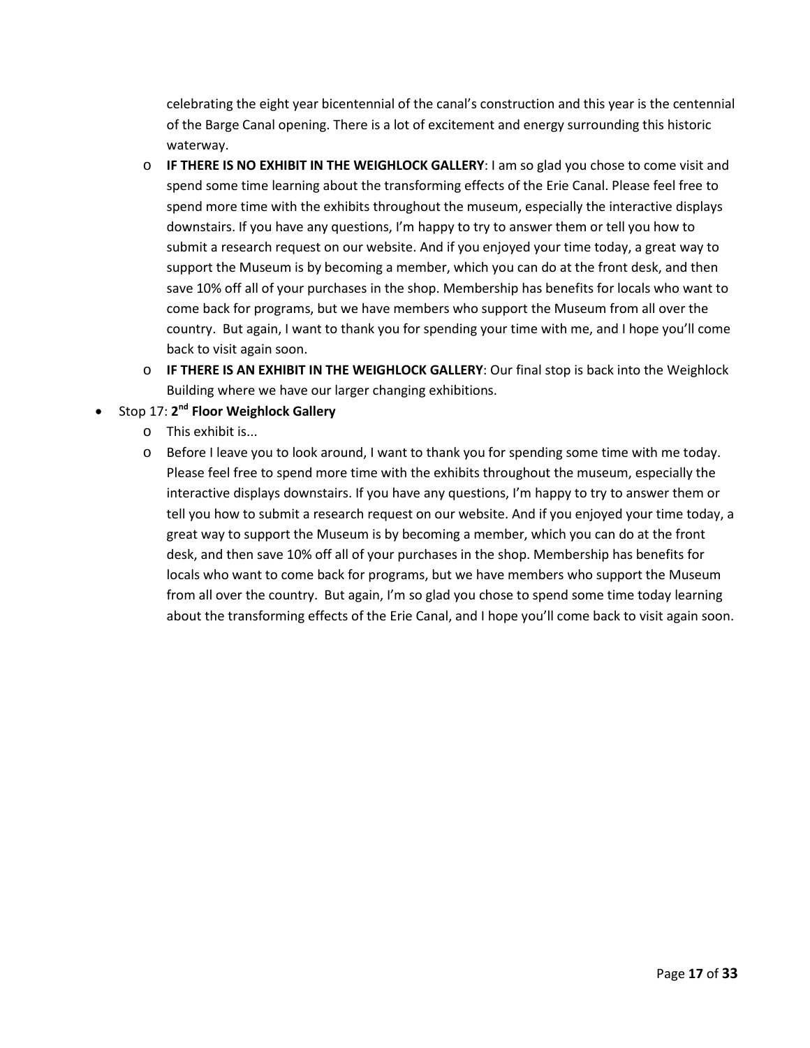celebrating the eight year bicentennial of the canal's construction and this year is the centennial of the Barge Canal opening. There is a lot of excitement and energy surrounding this historic waterway.

    - **IF THERE IS NO EXHIBIT IN THE WEIGHLOCK GALLERY**: I am so glad you chose to come visit and spend some time learning about the transforming effects of the Erie Canal. Please feel free to spend more time with the exhibits throughout the museum, especially the interactive displays downstairs. If you have any questions, I'm happy to try to answer them or tell you how to submit a research request on our website. And if you enjoyed your time today, a great way to support the Museum is by becoming a member, which you can do at the front desk, and then save 10% off all of your purchases in the shop. Membership has benefits for locals who want to come back for programs, but we have members who support the Museum from all over the country. But again, I want to thank you for spending your time with me, and I hope you'll come back to visit again soon.
    - **IF THERE IS AN EXHIBIT IN THE WEIGHLOCK GALLERY**: Our final stop is back into the Weighlock Building where we have our larger changing exhibitions.

- Stop 17: **2nd Floor Weighlock Gallery**
    - This exhibit is...
    - Before I leave you to look around, I want to thank you for spending some time with me today. Please feel free to spend more time with the exhibits throughout the museum, especially the interactive displays downstairs. If you have any questions, I'm happy to try to answer them or tell you how to submit a research request on our website. And if you enjoyed your time today, a great way to support the Museum is by becoming a member, which you can do at the front desk, and then save 10% off all of your purchases in the shop. Membership has benefits for locals who want to come back for programs, but we have members who support the Museum from all over the country. But again, I'm so glad you chose to spend some time today learning about the transforming effects of the Erie Canal, and I hope you'll come back to visit again soon.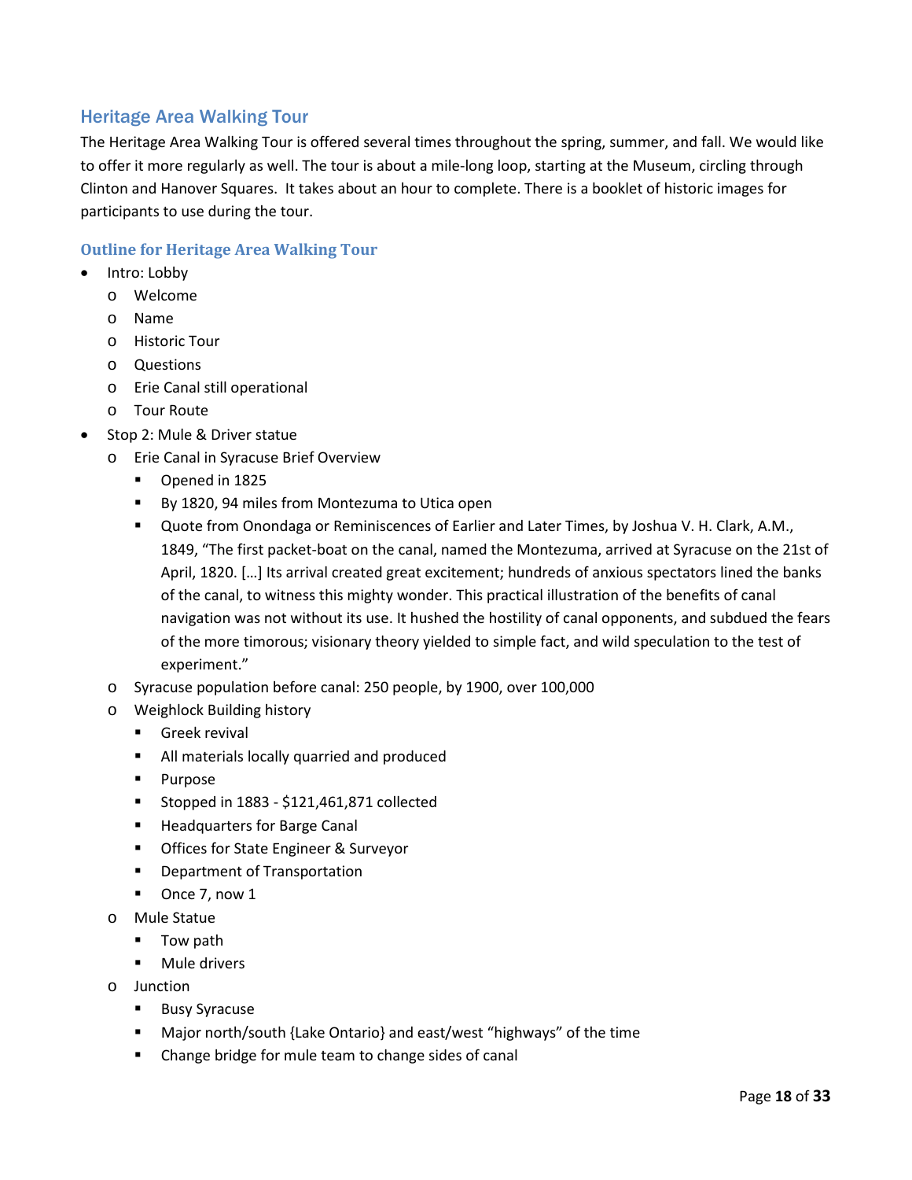## Heritage Area Walking Tour

The Heritage Area Walking Tour is offered several times throughout the spring, summer, and fall. We would like to offer it more regularly as well. The tour is about a mile-long loop, starting at the Museum, circling through Clinton and Hanover Squares. It takes about an hour to complete. There is a booklet of historic images for participants to use during the tour.

### Outline for Heritage Area Walking Tour

- Intro: Lobby
  - Welcome
  - Name
  - Historic Tour
  - Questions
  - Erie Canal still operational
  - Tour Route
- Stop 2: Mule & Driver statue
  - Erie Canal in Syracuse Brief Overview
    - Opened in 1825
    - By 1820, 94 miles from Montezuma to Utica open
    - Quote from Onondaga or Reminiscences of Earlier and Later Times, by Joshua V. H. Clark, A.M., 1849, "The first packet-boat on the canal, named the Montezuma, arrived at Syracuse on the 21st of April, 1820. […] Its arrival created great excitement; hundreds of anxious spectators lined the banks of the canal, to witness this mighty wonder. This practical illustration of the benefits of canal navigation was not without its use. It hushed the hostility of canal opponents, and subdued the fears of the more timorous; visionary theory yielded to simple fact, and wild speculation to the test of experiment."
  - Syracuse population before canal: 250 people, by 1900, over 100,000
  - Weighlock Building history
    - Greek revival
    - All materials locally quarried and produced
    - Purpose
    - Stopped in 1883 - $121,461,871 collected
    - Headquarters for Barge Canal
    - Offices for State Engineer & Surveyor
    - Department of Transportation
    - Once 7, now 1
  - Mule Statue
    - Tow path
    - Mule drivers
  - Junction
    - Busy Syracuse
    - Major north/south {Lake Ontario} and east/west "highways" of the time
    - Change bridge for mule team to change sides of canal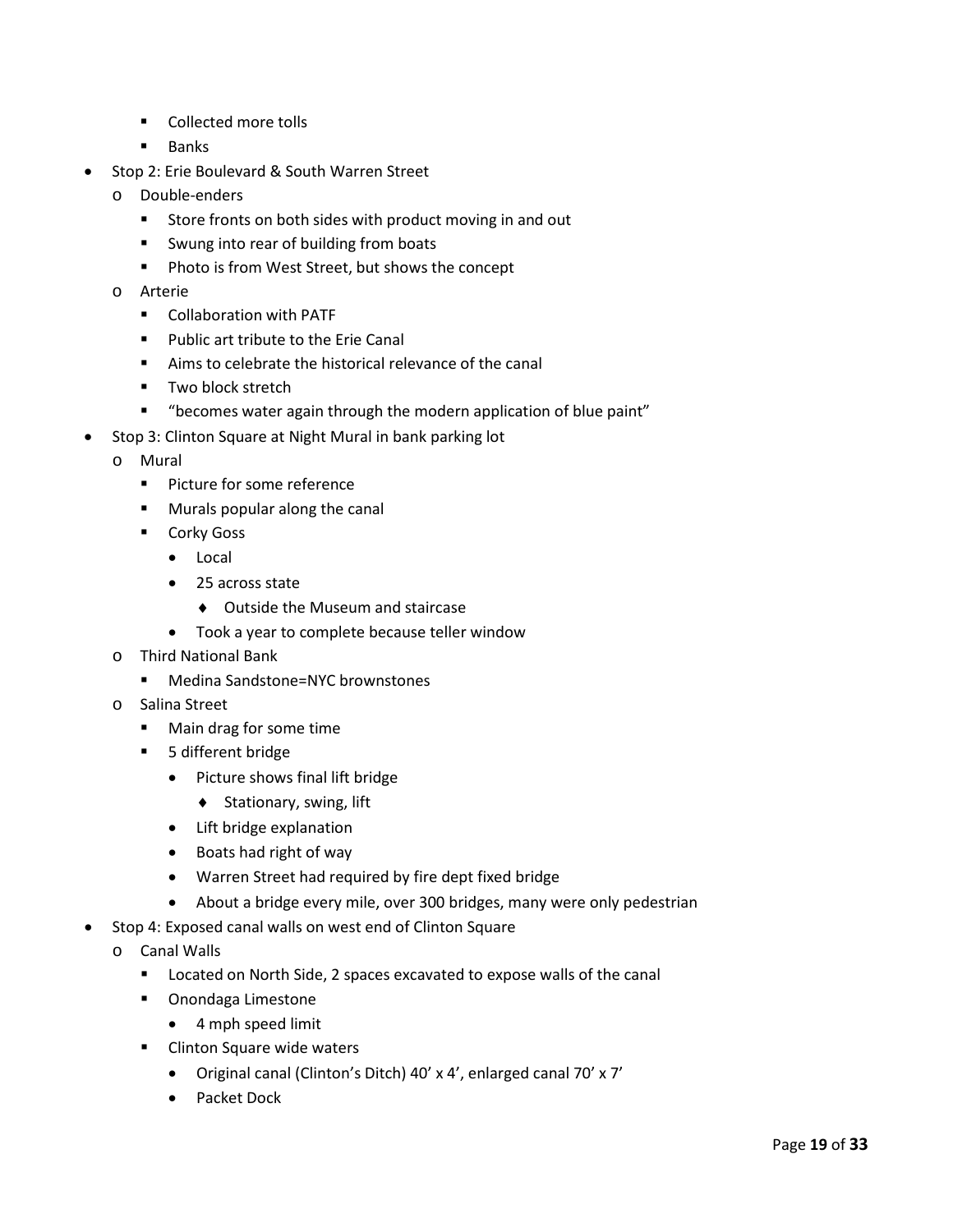- Collected more tolls
    - Banks
- Stop 2: Erie Boulevard & South Warren Street
  - Double-enders
    - Store fronts on both sides with product moving in and out
    - Swung into rear of building from boats
    - Photo is from West Street, but shows the concept
  - Arterie
    - Collaboration with PATF
    - Public art tribute to the Erie Canal
    - Aims to celebrate the historical relevance of the canal
    - Two block stretch
    - "becomes water again through the modern application of blue paint"
- Stop 3: Clinton Square at Night Mural in bank parking lot
  - Mural
    - Picture for some reference
    - Murals popular along the canal
    - Corky Goss
      - Local
      - 25 across state
        - Outside the Museum and staircase
      - Took a year to complete because teller window
  - Third National Bank
    - Medina Sandstone=NYC brownstones
  - Salina Street
    - Main drag for some time
    - 5 different bridge
      - Picture shows final lift bridge
        - Stationary, swing, lift
      - Lift bridge explanation
      - Boats had right of way
      - Warren Street had required by fire dept fixed bridge
      - About a bridge every mile, over 300 bridges, many were only pedestrian
- Stop 4: Exposed canal walls on west end of Clinton Square
  - Canal Walls
    - Located on North Side, 2 spaces excavated to expose walls of the canal
    - Onondaga Limestone
      - 4 mph speed limit
    - Clinton Square wide waters
      - Original canal (Clinton's Ditch) 40' x 4', enlarged canal 70' x 7'
      - Packet Dock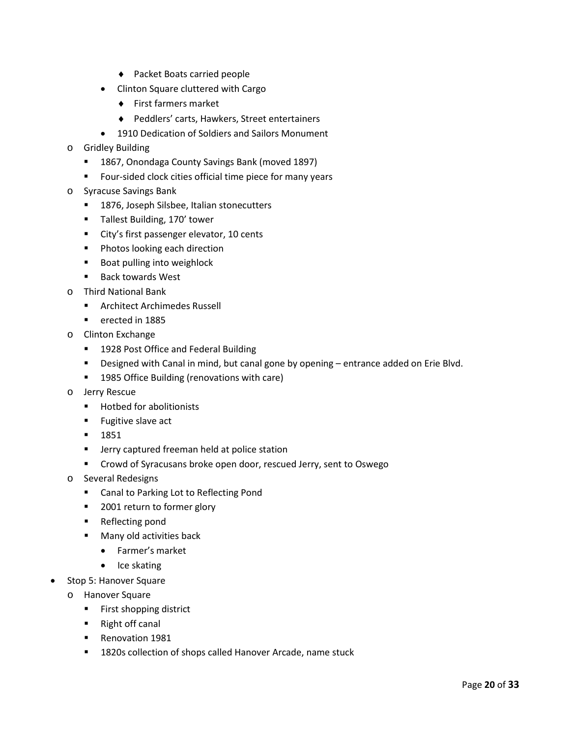- Packet Boats carried people
      - Clinton Square cluttered with Cargo
        - First farmers market
        - Peddlers' carts, Hawkers, Street entertainers
      - 1910 Dedication of Soldiers and Sailors Monument
  - Gridley Building
    - 1867, Onondaga County Savings Bank (moved 1897)
    - Four-sided clock cities official time piece for many years
  - Syracuse Savings Bank
    - 1876, Joseph Silsbee, Italian stonecutters
    - Tallest Building, 170' tower
    - City's first passenger elevator, 10 cents
    - Photos looking each direction
    - Boat pulling into weighlock
    - Back towards West
  - Third National Bank
    - Architect Archimedes Russell
    - erected in 1885
  - Clinton Exchange
    - 1928 Post Office and Federal Building
    - Designed with Canal in mind, but canal gone by opening – entrance added on Erie Blvd.
    - 1985 Office Building (renovations with care)
  - Jerry Rescue
    - Hotbed for abolitionists
    - Fugitive slave act
    - 1851
    - Jerry captured freeman held at police station
    - Crowd of Syracusans broke open door, rescued Jerry, sent to Oswego
  - Several Redesigns
    - Canal to Parking Lot to Reflecting Pond
    - 2001 return to former glory
    - Reflecting pond
    - Many old activities back
      - Farmer's market
      - Ice skating
- Stop 5: Hanover Square
  - Hanover Square
    - First shopping district
    - Right off canal
    - Renovation 1981
    - 1820s collection of shops called Hanover Arcade, name stuck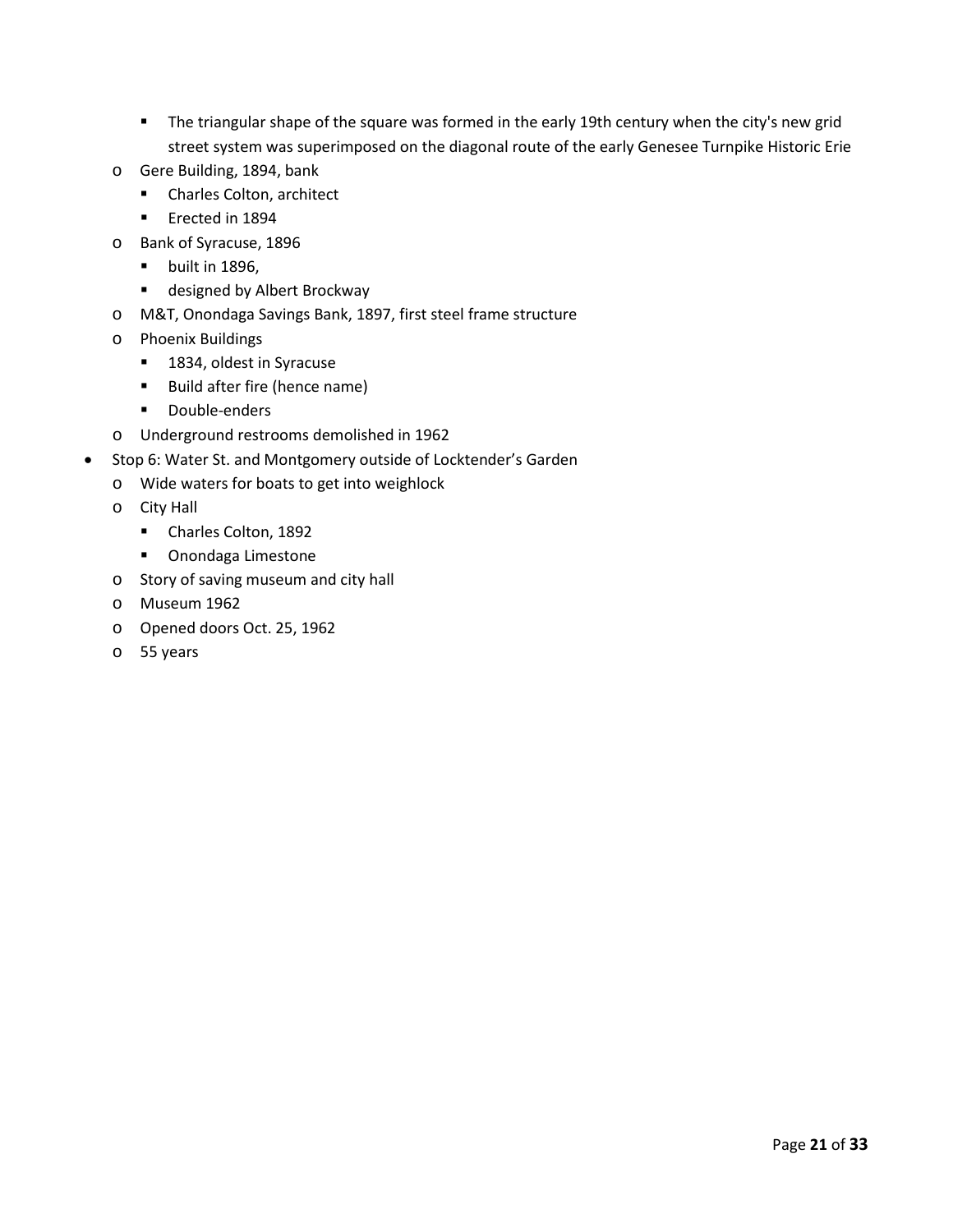- The triangular shape of the square was formed in the early 19th century when the city's new grid street system was superimposed on the diagonal route of the early Genesee Turnpike Historic Erie
    - Gere Building, 1894, bank
        - Charles Colton, architect
        - Erected in 1894
    - Bank of Syracuse, 1896
        - built in 1896,
        - designed by Albert Brockway
    - M&T, Onondaga Savings Bank, 1897, first steel frame structure
    - Phoenix Buildings
        - 1834, oldest in Syracuse
        - Build after fire (hence name)
        - Double-enders
    - Underground restrooms demolished in 1962
- Stop 6: Water St. and Montgomery outside of Locktender's Garden
    - Wide waters for boats to get into weighlock
    - City Hall
        - Charles Colton, 1892
        - Onondaga Limestone
    - Story of saving museum and city hall
    - Museum 1962
    - Opened doors Oct. 25, 1962
    - 55 years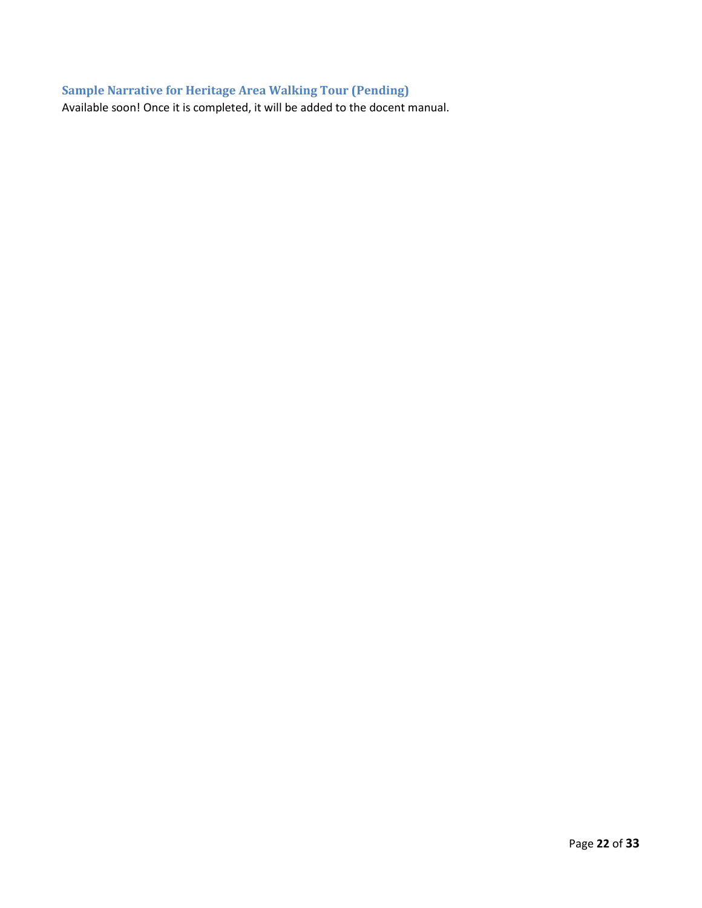### Sample Narrative for Heritage Area Walking Tour (Pending)

Available soon! Once it is completed, it will be added to the docent manual.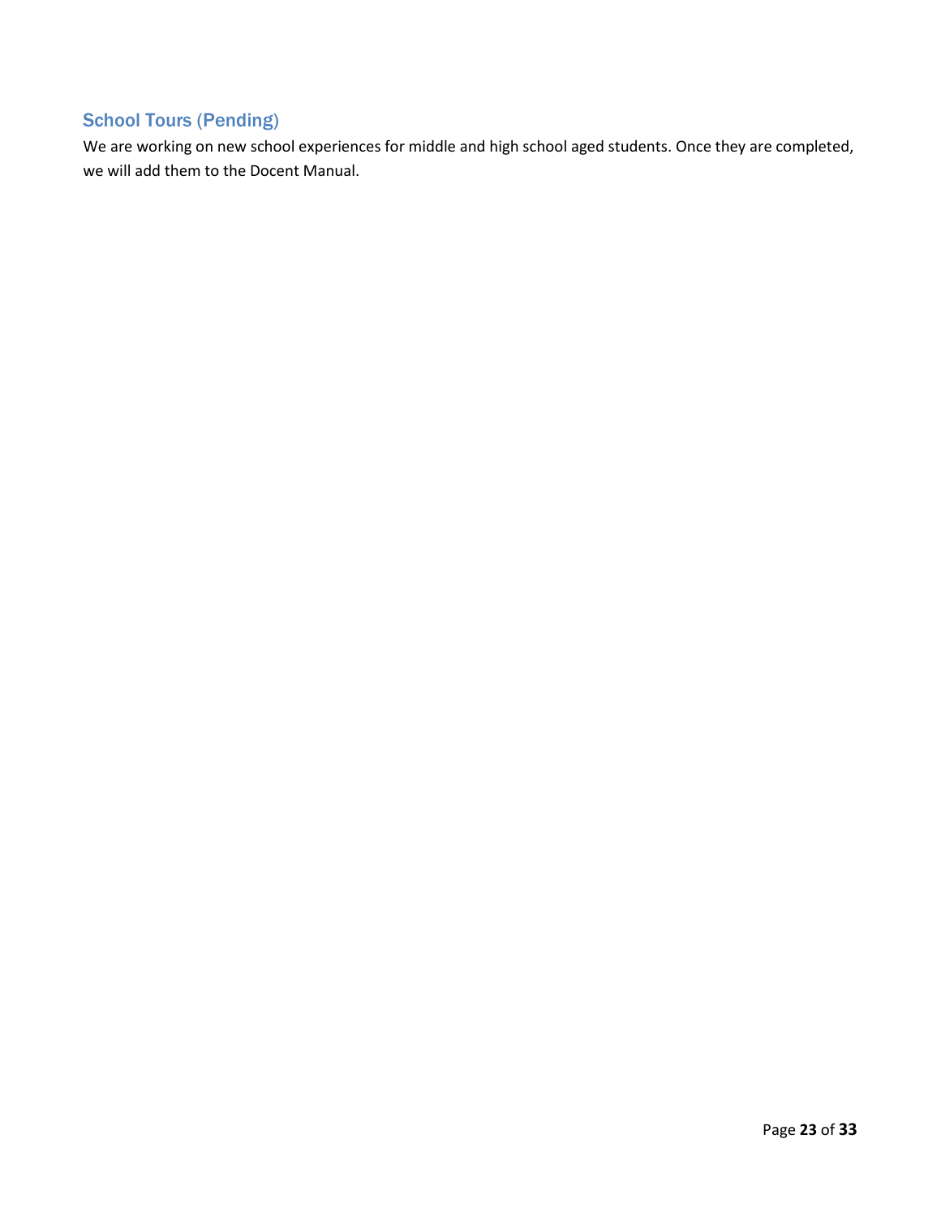## School Tours (Pending)

We are working on new school experiences for middle and high school aged students. Once they are completed, we will add them to the Docent Manual.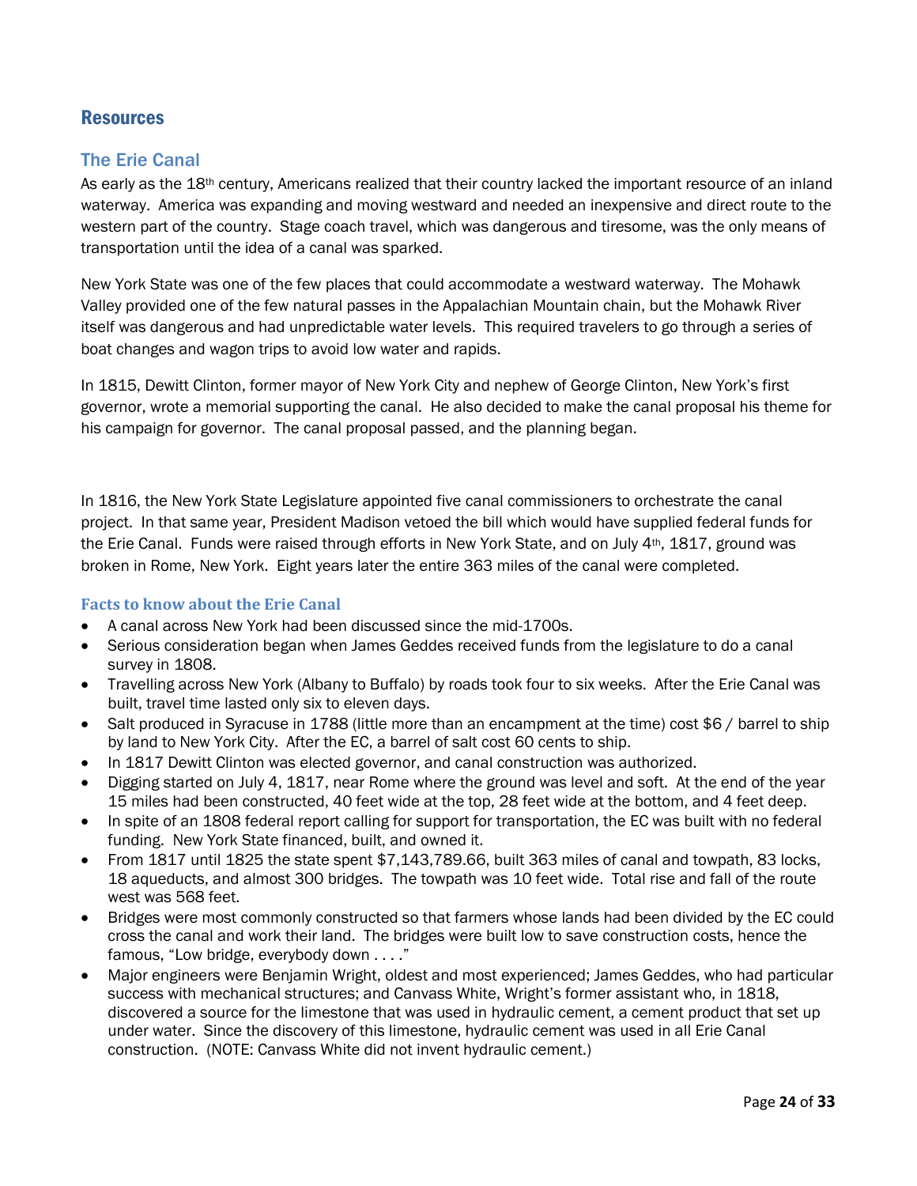## Resources

### The Erie Canal

As early as the 18th century, Americans realized that their country lacked the important resource of an inland waterway. America was expanding and moving westward and needed an inexpensive and direct route to the western part of the country. Stage coach travel, which was dangerous and tiresome, was the only means of transportation until the idea of a canal was sparked.

New York State was one of the few places that could accommodate a westward waterway. The Mohawk Valley provided one of the few natural passes in the Appalachian Mountain chain, but the Mohawk River itself was dangerous and had unpredictable water levels. This required travelers to go through a series of boat changes and wagon trips to avoid low water and rapids.

In 1815, Dewitt Clinton, former mayor of New York City and nephew of George Clinton, New York's first governor, wrote a memorial supporting the canal. He also decided to make the canal proposal his theme for his campaign for governor. The canal proposal passed, and the planning began.

In 1816, the New York State Legislature appointed five canal commissioners to orchestrate the canal project. In that same year, President Madison vetoed the bill which would have supplied federal funds for the Erie Canal. Funds were raised through efforts in New York State, and on July 4th, 1817, ground was broken in Rome, New York. Eight years later the entire 363 miles of the canal were completed.

#### Facts to know about the Erie Canal

- A canal across New York had been discussed since the mid-1700s.
- Serious consideration began when James Geddes received funds from the legislature to do a canal survey in 1808.
- Travelling across New York (Albany to Buffalo) by roads took four to six weeks. After the Erie Canal was built, travel time lasted only six to eleven days.
- Salt produced in Syracuse in 1788 (little more than an encampment at the time) cost $6 / barrel to ship by land to New York City. After the EC, a barrel of salt cost 60 cents to ship.
- In 1817 Dewitt Clinton was elected governor, and canal construction was authorized.
- Digging started on July 4, 1817, near Rome where the ground was level and soft. At the end of the year 15 miles had been constructed, 40 feet wide at the top, 28 feet wide at the bottom, and 4 feet deep.
- In spite of an 1808 federal report calling for support for transportation, the EC was built with no federal funding. New York State financed, built, and owned it.
- From 1817 until 1825 the state spent $7,143,789.66, built 363 miles of canal and towpath, 83 locks, 18 aqueducts, and almost 300 bridges. The towpath was 10 feet wide. Total rise and fall of the route west was 568 feet.
- Bridges were most commonly constructed so that farmers whose lands had been divided by the EC could cross the canal and work their land. The bridges were built low to save construction costs, hence the famous, "Low bridge, everybody down . . . ."
- Major engineers were Benjamin Wright, oldest and most experienced; James Geddes, who had particular success with mechanical structures; and Canvass White, Wright's former assistant who, in 1818, discovered a source for the limestone that was used in hydraulic cement, a cement product that set up under water. Since the discovery of this limestone, hydraulic cement was used in all Erie Canal construction. (NOTE: Canvass White did not invent hydraulic cement.)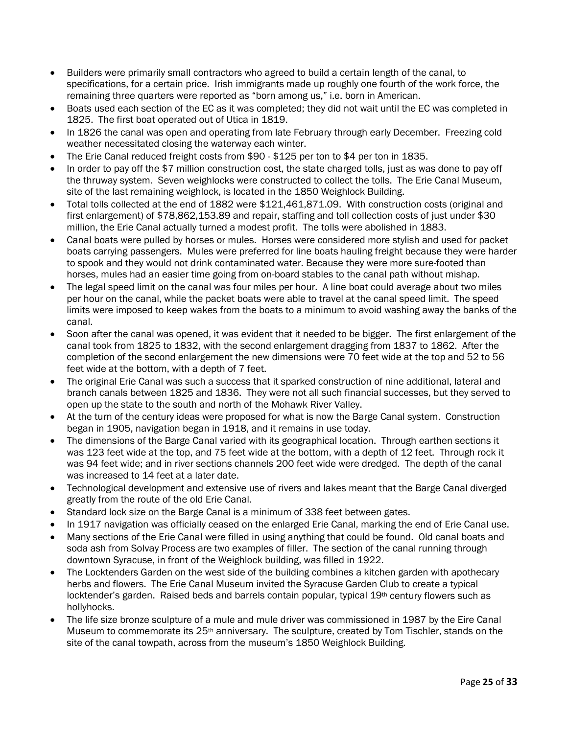- Builders were primarily small contractors who agreed to build a certain length of the canal, to specifications, for a certain price. Irish immigrants made up roughly one fourth of the work force, the remaining three quarters were reported as "born among us," i.e. born in American.
- Boats used each section of the EC as it was completed; they did not wait until the EC was completed in 1825. The first boat operated out of Utica in 1819.
- In 1826 the canal was open and operating from late February through early December. Freezing cold weather necessitated closing the waterway each winter.
- The Erie Canal reduced freight costs from $90 - $125 per ton to $4 per ton in 1835.
- In order to pay off the $7 million construction cost, the state charged tolls, just as was done to pay off the thruway system. Seven weighlocks were constructed to collect the tolls. The Erie Canal Museum, site of the last remaining weighlock, is located in the 1850 Weighlock Building.
- Total tolls collected at the end of 1882 were $121,461,871.09. With construction costs (original and first enlargement) of $78,862,153.89 and repair, staffing and toll collection costs of just under $30 million, the Erie Canal actually turned a modest profit. The tolls were abolished in 1883.
- Canal boats were pulled by horses or mules. Horses were considered more stylish and used for packet boats carrying passengers. Mules were preferred for line boats hauling freight because they were harder to spook and they would not drink contaminated water. Because they were more sure-footed than horses, mules had an easier time going from on-board stables to the canal path without mishap.
- The legal speed limit on the canal was four miles per hour. A line boat could average about two miles per hour on the canal, while the packet boats were able to travel at the canal speed limit. The speed limits were imposed to keep wakes from the boats to a minimum to avoid washing away the banks of the canal.
- Soon after the canal was opened, it was evident that it needed to be bigger. The first enlargement of the canal took from 1825 to 1832, with the second enlargement dragging from 1837 to 1862. After the completion of the second enlargement the new dimensions were 70 feet wide at the top and 52 to 56 feet wide at the bottom, with a depth of 7 feet.
- The original Erie Canal was such a success that it sparked construction of nine additional, lateral and branch canals between 1825 and 1836. They were not all such financial successes, but they served to open up the state to the south and north of the Mohawk River Valley.
- At the turn of the century ideas were proposed for what is now the Barge Canal system. Construction began in 1905, navigation began in 1918, and it remains in use today.
- The dimensions of the Barge Canal varied with its geographical location. Through earthen sections it was 123 feet wide at the top, and 75 feet wide at the bottom, with a depth of 12 feet. Through rock it was 94 feet wide; and in river sections channels 200 feet wide were dredged. The depth of the canal was increased to 14 feet at a later date.
- Technological development and extensive use of rivers and lakes meant that the Barge Canal diverged greatly from the route of the old Erie Canal.
- Standard lock size on the Barge Canal is a minimum of 338 feet between gates.
- In 1917 navigation was officially ceased on the enlarged Erie Canal, marking the end of Erie Canal use.
- Many sections of the Erie Canal were filled in using anything that could be found. Old canal boats and soda ash from Solvay Process are two examples of filler. The section of the canal running through downtown Syracuse, in front of the Weighlock building, was filled in 1922.
- The Locktenders Garden on the west side of the building combines a kitchen garden with apothecary herbs and flowers. The Erie Canal Museum invited the Syracuse Garden Club to create a typical locktender's garden. Raised beds and barrels contain popular, typical 19th century flowers such as hollyhocks.
- The life size bronze sculpture of a mule and mule driver was commissioned in 1987 by the Eire Canal Museum to commemorate its 25th anniversary. The sculpture, created by Tom Tischler, stands on the site of the canal towpath, across from the museum's 1850 Weighlock Building.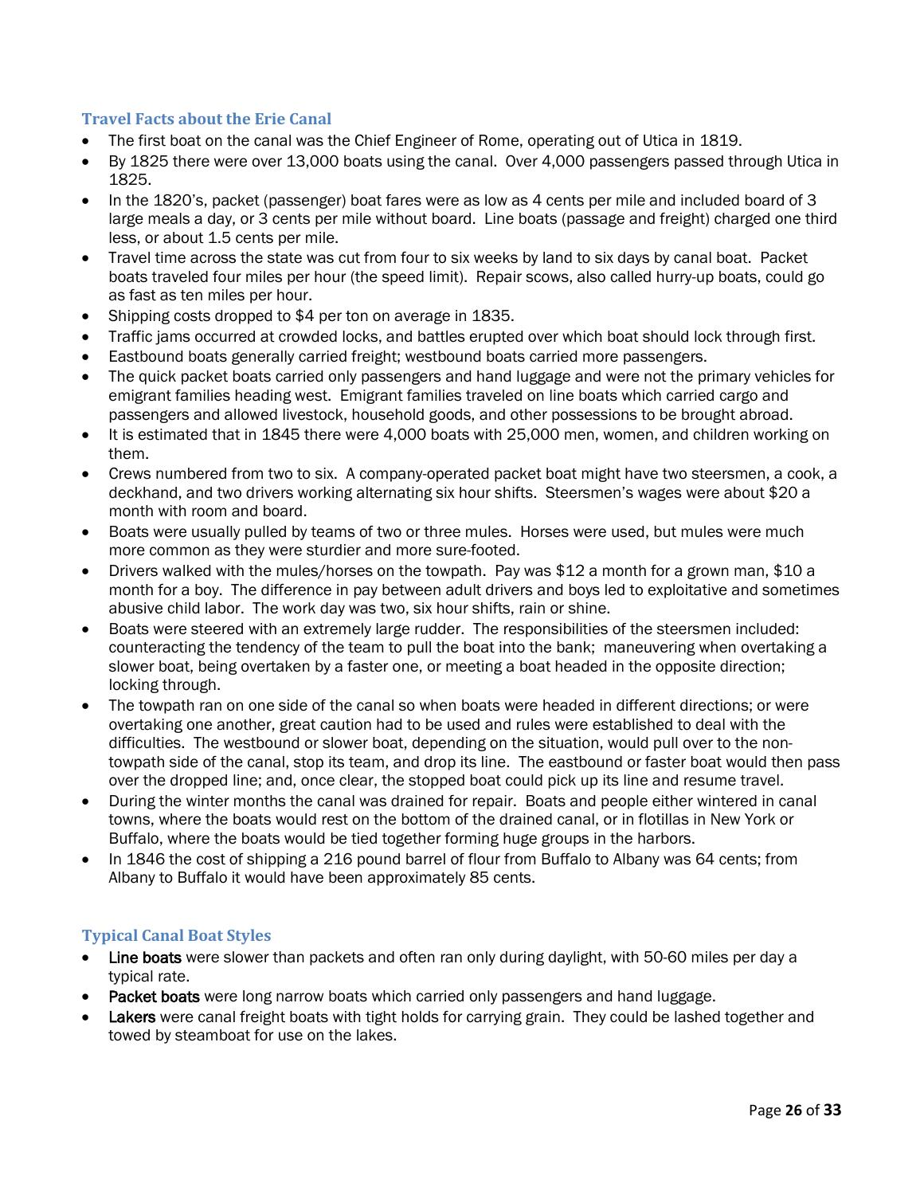### Travel Facts about the Erie Canal

- The first boat on the canal was the Chief Engineer of Rome, operating out of Utica in 1819.
- By 1825 there were over 13,000 boats using the canal. Over 4,000 passengers passed through Utica in 1825.
- In the 1820's, packet (passenger) boat fares were as low as 4 cents per mile and included board of 3 large meals a day, or 3 cents per mile without board. Line boats (passage and freight) charged one third less, or about 1.5 cents per mile.
- Travel time across the state was cut from four to six weeks by land to six days by canal boat. Packet boats traveled four miles per hour (the speed limit). Repair scows, also called hurry-up boats, could go as fast as ten miles per hour.
- Shipping costs dropped to $4 per ton on average in 1835.
- Traffic jams occurred at crowded locks, and battles erupted over which boat should lock through first.
- Eastbound boats generally carried freight; westbound boats carried more passengers.
- The quick packet boats carried only passengers and hand luggage and were not the primary vehicles for emigrant families heading west. Emigrant families traveled on line boats which carried cargo and passengers and allowed livestock, household goods, and other possessions to be brought abroad.
- It is estimated that in 1845 there were 4,000 boats with 25,000 men, women, and children working on them.
- Crews numbered from two to six. A company-operated packet boat might have two steersmen, a cook, a deckhand, and two drivers working alternating six hour shifts. Steersmen's wages were about $20 a month with room and board.
- Boats were usually pulled by teams of two or three mules. Horses were used, but mules were much more common as they were sturdier and more sure-footed.
- Drivers walked with the mules/horses on the towpath. Pay was $12 a month for a grown man, $10 a month for a boy. The difference in pay between adult drivers and boys led to exploitative and sometimes abusive child labor. The work day was two, six hour shifts, rain or shine.
- Boats were steered with an extremely large rudder. The responsibilities of the steersmen included: counteracting the tendency of the team to pull the boat into the bank; maneuvering when overtaking a slower boat, being overtaken by a faster one, or meeting a boat headed in the opposite direction; locking through.
- The towpath ran on one side of the canal so when boats were headed in different directions; or were overtaking one another, great caution had to be used and rules were established to deal with the difficulties. The westbound or slower boat, depending on the situation, would pull over to the non-towpath side of the canal, stop its team, and drop its line. The eastbound or faster boat would then pass over the dropped line; and, once clear, the stopped boat could pick up its line and resume travel.
- During the winter months the canal was drained for repair. Boats and people either wintered in canal towns, where the boats would rest on the bottom of the drained canal, or in flotillas in New York or Buffalo, where the boats would be tied together forming huge groups in the harbors.
- In 1846 the cost of shipping a 216 pound barrel of flour from Buffalo to Albany was 64 cents; from Albany to Buffalo it would have been approximately 85 cents.

### Typical Canal Boat Styles

- **Line boats** were slower than packets and often ran only during daylight, with 50-60 miles per day a typical rate.
- **Packet boats** were long narrow boats which carried only passengers and hand luggage.
- **Lakers** were canal freight boats with tight holds for carrying grain. They could be lashed together and towed by steamboat for use on the lakes.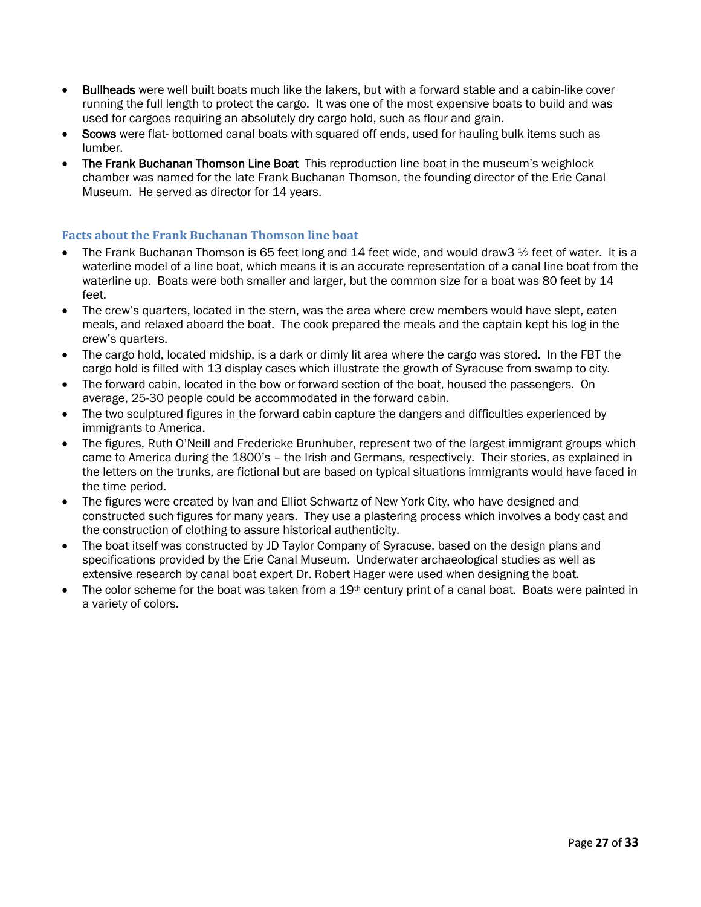- **Bullheads** were well built boats much like the lakers, but with a forward stable and a cabin-like cover running the full length to protect the cargo. It was one of the most expensive boats to build and was used for cargoes requiring an absolutely dry cargo hold, such as flour and grain.
- **Scows** were flat- bottomed canal boats with squared off ends, used for hauling bulk items such as lumber.
- **The Frank Buchanan Thomson Line Boat** This reproduction line boat in the museum's weighlock chamber was named for the late Frank Buchanan Thomson, the founding director of the Erie Canal Museum. He served as director for 14 years.

### Facts about the Frank Buchanan Thomson line boat

- The Frank Buchanan Thomson is 65 feet long and 14 feet wide, and would draw3 ½ feet of water. It is a waterline model of a line boat, which means it is an accurate representation of a canal line boat from the waterline up. Boats were both smaller and larger, but the common size for a boat was 80 feet by 14 feet.
- The crew's quarters, located in the stern, was the area where crew members would have slept, eaten meals, and relaxed aboard the boat. The cook prepared the meals and the captain kept his log in the crew's quarters.
- The cargo hold, located midship, is a dark or dimly lit area where the cargo was stored. In the FBT the cargo hold is filled with 13 display cases which illustrate the growth of Syracuse from swamp to city.
- The forward cabin, located in the bow or forward section of the boat, housed the passengers. On average, 25-30 people could be accommodated in the forward cabin.
- The two sculptured figures in the forward cabin capture the dangers and difficulties experienced by immigrants to America.
- The figures, Ruth O'Neill and Fredericke Brunhuber, represent two of the largest immigrant groups which came to America during the 1800's – the Irish and Germans, respectively. Their stories, as explained in the letters on the trunks, are fictional but are based on typical situations immigrants would have faced in the time period.
- The figures were created by Ivan and Elliot Schwartz of New York City, who have designed and constructed such figures for many years. They use a plastering process which involves a body cast and the construction of clothing to assure historical authenticity.
- The boat itself was constructed by JD Taylor Company of Syracuse, based on the design plans and specifications provided by the Erie Canal Museum. Underwater archaeological studies as well as extensive research by canal boat expert Dr. Robert Hager were used when designing the boat.
- The color scheme for the boat was taken from a 19th century print of a canal boat. Boats were painted in a variety of colors.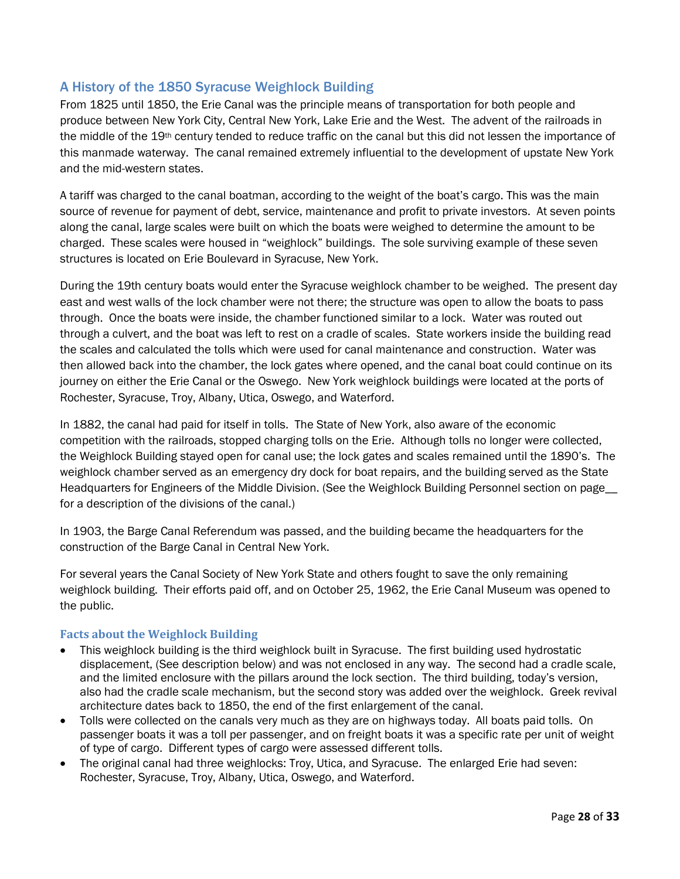## A History of the 1850 Syracuse Weighlock Building

From 1825 until 1850, the Erie Canal was the principle means of transportation for both people and produce between New York City, Central New York, Lake Erie and the West. The advent of the railroads in the middle of the 19th century tended to reduce traffic on the canal but this did not lessen the importance of this manmade waterway. The canal remained extremely influential to the development of upstate New York and the mid-western states.

A tariff was charged to the canal boatman, according to the weight of the boat's cargo. This was the main source of revenue for payment of debt, service, maintenance and profit to private investors. At seven points along the canal, large scales were built on which the boats were weighed to determine the amount to be charged. These scales were housed in "weighlock" buildings. The sole surviving example of these seven structures is located on Erie Boulevard in Syracuse, New York.

During the 19th century boats would enter the Syracuse weighlock chamber to be weighed. The present day east and west walls of the lock chamber were not there; the structure was open to allow the boats to pass through. Once the boats were inside, the chamber functioned similar to a lock. Water was routed out through a culvert, and the boat was left to rest on a cradle of scales. State workers inside the building read the scales and calculated the tolls which were used for canal maintenance and construction. Water was then allowed back into the chamber, the lock gates where opened, and the canal boat could continue on its journey on either the Erie Canal or the Oswego. New York weighlock buildings were located at the ports of Rochester, Syracuse, Troy, Albany, Utica, Oswego, and Waterford.

In 1882, the canal had paid for itself in tolls. The State of New York, also aware of the economic competition with the railroads, stopped charging tolls on the Erie. Although tolls no longer were collected, the Weighlock Building stayed open for canal use; the lock gates and scales remained until the 1890's. The weighlock chamber served as an emergency dry dock for boat repairs, and the building served as the State Headquarters for Engineers of the Middle Division. (See the Weighlock Building Personnel section on page__ for a description of the divisions of the canal.)

In 1903, the Barge Canal Referendum was passed, and the building became the headquarters for the construction of the Barge Canal in Central New York.

For several years the Canal Society of New York State and others fought to save the only remaining weighlock building. Their efforts paid off, and on October 25, 1962, the Erie Canal Museum was opened to the public.

### Facts about the Weighlock Building

- This weighlock building is the third weighlock built in Syracuse. The first building used hydrostatic displacement, (See description below) and was not enclosed in any way. The second had a cradle scale, and the limited enclosure with the pillars around the lock section. The third building, today's version, also had the cradle scale mechanism, but the second story was added over the weighlock. Greek revival architecture dates back to 1850, the end of the first enlargement of the canal.
- Tolls were collected on the canals very much as they are on highways today. All boats paid tolls. On passenger boats it was a toll per passenger, and on freight boats it was a specific rate per unit of weight of type of cargo. Different types of cargo were assessed different tolls.
- The original canal had three weighlocks: Troy, Utica, and Syracuse. The enlarged Erie had seven: Rochester, Syracuse, Troy, Albany, Utica, Oswego, and Waterford.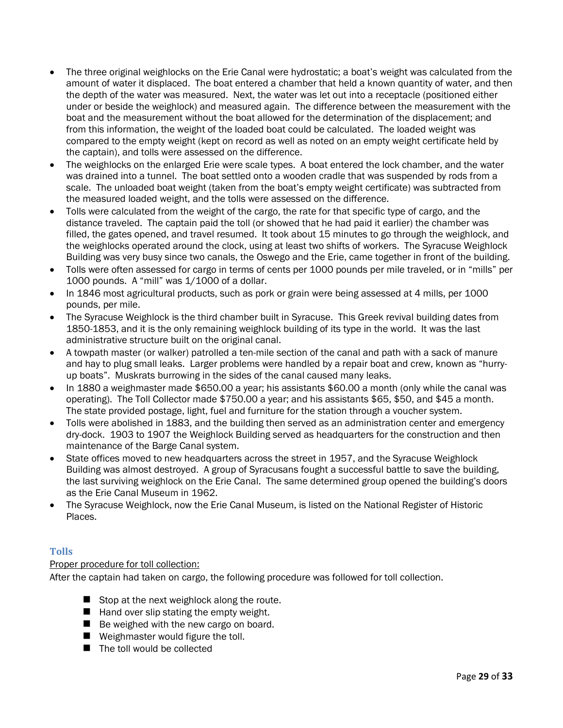- The three original weighlocks on the Erie Canal were hydrostatic; a boat's weight was calculated from the amount of water it displaced. The boat entered a chamber that held a known quantity of water, and then the depth of the water was measured. Next, the water was let out into a receptacle (positioned either under or beside the weighlock) and measured again. The difference between the measurement with the boat and the measurement without the boat allowed for the determination of the displacement; and from this information, the weight of the loaded boat could be calculated. The loaded weight was compared to the empty weight (kept on record as well as noted on an empty weight certificate held by the captain), and tolls were assessed on the difference.
- The weighlocks on the enlarged Erie were scale types. A boat entered the lock chamber, and the water was drained into a tunnel. The boat settled onto a wooden cradle that was suspended by rods from a scale. The unloaded boat weight (taken from the boat's empty weight certificate) was subtracted from the measured loaded weight, and the tolls were assessed on the difference.
- Tolls were calculated from the weight of the cargo, the rate for that specific type of cargo, and the distance traveled. The captain paid the toll (or showed that he had paid it earlier) the chamber was filled, the gates opened, and travel resumed. It took about 15 minutes to go through the weighlock, and the weighlocks operated around the clock, using at least two shifts of workers. The Syracuse Weighlock Building was very busy since two canals, the Oswego and the Erie, came together in front of the building.
- Tolls were often assessed for cargo in terms of cents per 1000 pounds per mile traveled, or in "mills" per 1000 pounds. A "mill" was 1/1000 of a dollar.
- In 1846 most agricultural products, such as pork or grain were being assessed at 4 mills, per 1000 pounds, per mile.
- The Syracuse Weighlock is the third chamber built in Syracuse. This Greek revival building dates from 1850-1853, and it is the only remaining weighlock building of its type in the world. It was the last administrative structure built on the original canal.
- A towpath master (or walker) patrolled a ten-mile section of the canal and path with a sack of manure and hay to plug small leaks. Larger problems were handled by a repair boat and crew, known as "hurry-up boats". Muskrats burrowing in the sides of the canal caused many leaks.
- In 1880 a weighmaster made $650.00 a year; his assistants $60.00 a month (only while the canal was operating). The Toll Collector made $750.00 a year; and his assistants $65, $50, and $45 a month. The state provided postage, light, fuel and furniture for the station through a voucher system.
- Tolls were abolished in 1883, and the building then served as an administration center and emergency dry-dock. 1903 to 1907 the Weighlock Building served as headquarters for the construction and then maintenance of the Barge Canal system.
- State offices moved to new headquarters across the street in 1957, and the Syracuse Weighlock Building was almost destroyed. A group of Syracusans fought a successful battle to save the building, the last surviving weighlock on the Erie Canal. The same determined group opened the building's doors as the Erie Canal Museum in 1962.
- The Syracuse Weighlock, now the Erie Canal Museum, is listed on the National Register of Historic Places.

## Tolls

<u>Proper procedure for toll collection:</u>

After the captain had taken on cargo, the following procedure was followed for toll collection.

- Stop at the next weighlock along the route.
- Hand over slip stating the empty weight.
- Be weighed with the new cargo on board.
- Weighmaster would figure the toll.
- The toll would be collected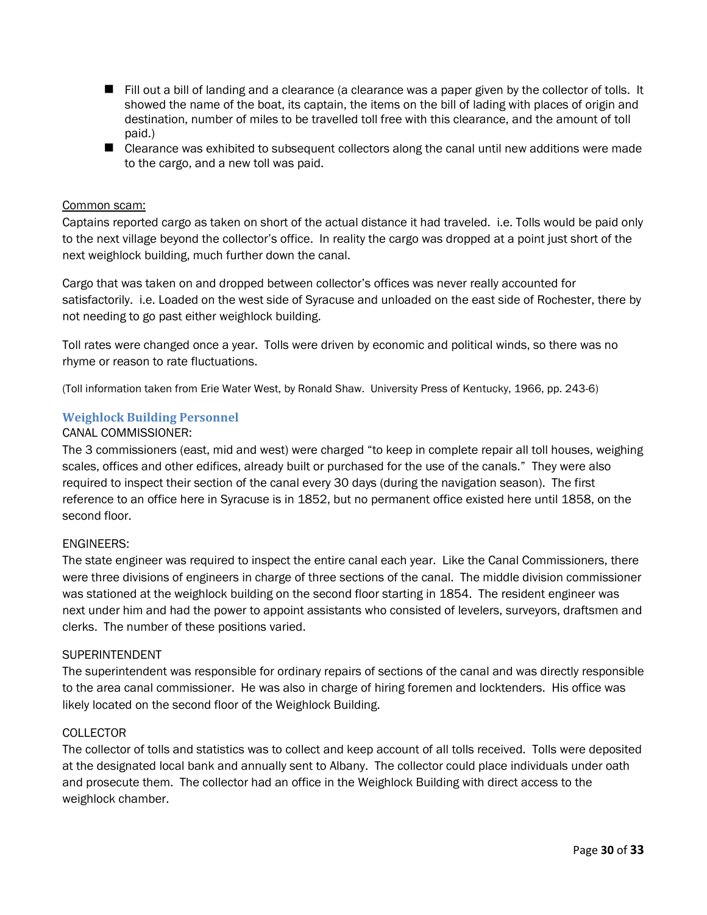- Fill out a bill of landing and a clearance (a clearance was a paper given by the collector of tolls. It showed the name of the boat, its captain, the items on the bill of lading with places of origin and destination, number of miles to be travelled toll free with this clearance, and the amount of toll paid.)
- Clearance was exhibited to subsequent collectors along the canal until new additions were made to the cargo, and a new toll was paid.

<u>Common scam:</u>

Captains reported cargo as taken on short of the actual distance it had traveled. i.e. Tolls would be paid only to the next village beyond the collector's office. In reality the cargo was dropped at a point just short of the next weighlock building, much further down the canal.

Cargo that was taken on and dropped between collector's offices was never really accounted for satisfactorily. i.e. Loaded on the west side of Syracuse and unloaded on the east side of Rochester, there by not needing to go past either weighlock building.

Toll rates were changed once a year. Tolls were driven by economic and political winds, so there was no rhyme or reason to rate fluctuations.

(Toll information taken from Erie Water West, by Ronald Shaw. University Press of Kentucky, 1966, pp. 243-6)

### Weighlock Building Personnel

CANAL COMMISSIONER:

The 3 commissioners (east, mid and west) were charged "to keep in complete repair all toll houses, weighing scales, offices and other edifices, already built or purchased for the use of the canals." They were also required to inspect their section of the canal every 30 days (during the navigation season). The first reference to an office here in Syracuse is in 1852, but no permanent office existed here until 1858, on the second floor.

ENGINEERS:

The state engineer was required to inspect the entire canal each year. Like the Canal Commissioners, there were three divisions of engineers in charge of three sections of the canal. The middle division commissioner was stationed at the weighlock building on the second floor starting in 1854. The resident engineer was next under him and had the power to appoint assistants who consisted of levelers, surveyors, draftsmen and clerks. The number of these positions varied.

SUPERINTENDENT

The superintendent was responsible for ordinary repairs of sections of the canal and was directly responsible to the area canal commissioner. He was also in charge of hiring foremen and locktenders. His office was likely located on the second floor of the Weighlock Building.

COLLECTOR

The collector of tolls and statistics was to collect and keep account of all tolls received. Tolls were deposited at the designated local bank and annually sent to Albany. The collector could place individuals under oath and prosecute them. The collector had an office in the Weighlock Building with direct access to the weighlock chamber.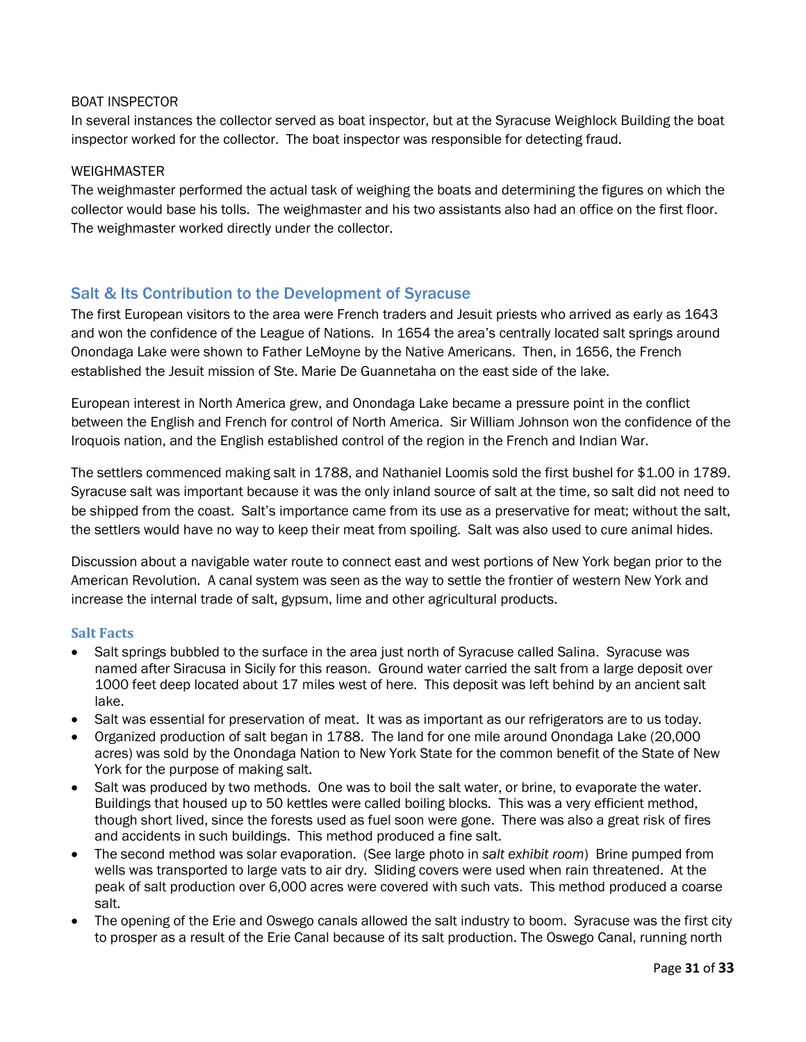BOAT INSPECTOR

In several instances the collector served as boat inspector, but at the Syracuse Weighlock Building the boat inspector worked for the collector. The boat inspector was responsible for detecting fraud.

WEIGHMASTER

The weighmaster performed the actual task of weighing the boats and determining the figures on which the collector would base his tolls. The weighmaster and his two assistants also had an office on the first floor. The weighmaster worked directly under the collector.

## Salt & Its Contribution to the Development of Syracuse

The first European visitors to the area were French traders and Jesuit priests who arrived as early as 1643 and won the confidence of the League of Nations. In 1654 the area's centrally located salt springs around Onondaga Lake were shown to Father LeMoyne by the Native Americans. Then, in 1656, the French established the Jesuit mission of Ste. Marie De Guannetaha on the east side of the lake.

European interest in North America grew, and Onondaga Lake became a pressure point in the conflict between the English and French for control of North America. Sir William Johnson won the confidence of the Iroquois nation, and the English established control of the region in the French and Indian War.

The settlers commenced making salt in 1788, and Nathaniel Loomis sold the first bushel for $1.00 in 1789. Syracuse salt was important because it was the only inland source of salt at the time, so salt did not need to be shipped from the coast. Salt's importance came from its use as a preservative for meat; without the salt, the settlers would have no way to keep their meat from spoiling. Salt was also used to cure animal hides.

Discussion about a navigable water route to connect east and west portions of New York began prior to the American Revolution. A canal system was seen as the way to settle the frontier of western New York and increase the internal trade of salt, gypsum, lime and other agricultural products.

### Salt Facts

- Salt springs bubbled to the surface in the area just north of Syracuse called Salina. Syracuse was named after Siracusa in Sicily for this reason. Ground water carried the salt from a large deposit over 1000 feet deep located about 17 miles west of here. This deposit was left behind by an ancient salt lake.
- Salt was essential for preservation of meat. It was as important as our refrigerators are to us today.
- Organized production of salt began in 1788. The land for one mile around Onondaga Lake (20,000 acres) was sold by the Onondaga Nation to New York State for the common benefit of the State of New York for the purpose of making salt.
- Salt was produced by two methods. One was to boil the salt water, or brine, to evaporate the water. Buildings that housed up to 50 kettles were called boiling blocks. This was a very efficient method, though short lived, since the forests used as fuel soon were gone. There was also a great risk of fires and accidents in such buildings. This method produced a fine salt.
- The second method was solar evaporation. (See large photo in *salt exhibit room*) Brine pumped from wells was transported to large vats to air dry. Sliding covers were used when rain threatened. At the peak of salt production over 6,000 acres were covered with such vats. This method produced a coarse salt.
- The opening of the Erie and Oswego canals allowed the salt industry to boom. Syracuse was the first city to prosper as a result of the Erie Canal because of its salt production. The Oswego Canal, running north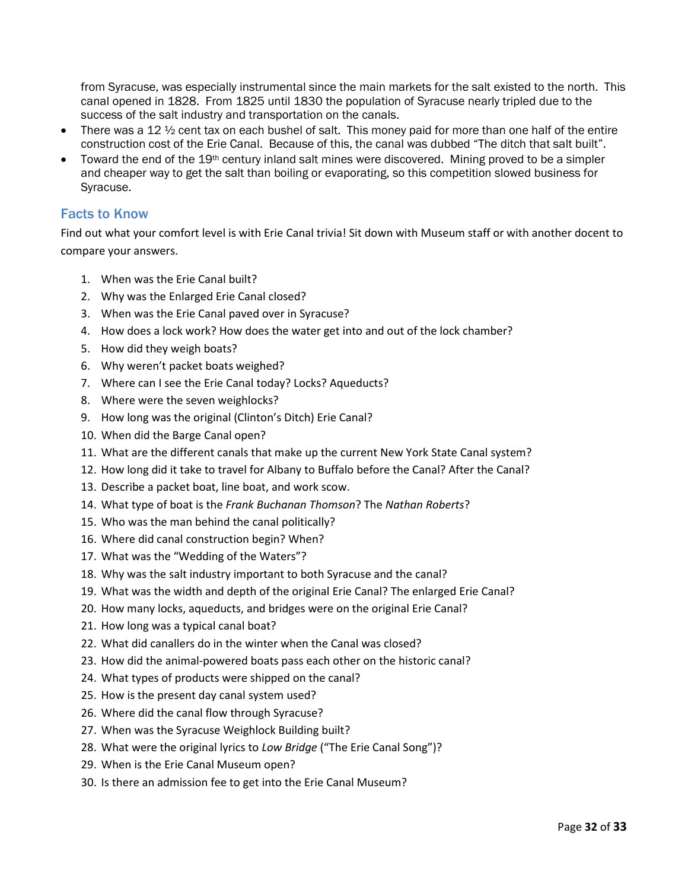from Syracuse, was especially instrumental since the main markets for the salt existed to the north. This canal opened in 1828. From 1825 until 1830 the population of Syracuse nearly tripled due to the success of the salt industry and transportation on the canals.

- There was a 12 ½ cent tax on each bushel of salt. This money paid for more than one half of the entire construction cost of the Erie Canal. Because of this, the canal was dubbed "The ditch that salt built".
- Toward the end of the 19th century inland salt mines were discovered. Mining proved to be a simpler and cheaper way to get the salt than boiling or evaporating, so this competition slowed business for Syracuse.

## Facts to Know

Find out what your comfort level is with Erie Canal trivia! Sit down with Museum staff or with another docent to compare your answers.

1. When was the Erie Canal built?
2. Why was the Enlarged Erie Canal closed?
3. When was the Erie Canal paved over in Syracuse?
4. How does a lock work? How does the water get into and out of the lock chamber?
5. How did they weigh boats?
6. Why weren't packet boats weighed?
7. Where can I see the Erie Canal today? Locks? Aqueducts?
8. Where were the seven weighlocks?
9. How long was the original (Clinton's Ditch) Erie Canal?
10. When did the Barge Canal open?
11. What are the different canals that make up the current New York State Canal system?
12. How long did it take to travel for Albany to Buffalo before the Canal? After the Canal?
13. Describe a packet boat, line boat, and work scow.
14. What type of boat is the *Frank Buchanan Thomson*? The *Nathan Roberts*?
15. Who was the man behind the canal politically?
16. Where did canal construction begin? When?
17. What was the "Wedding of the Waters"?
18. Why was the salt industry important to both Syracuse and the canal?
19. What was the width and depth of the original Erie Canal? The enlarged Erie Canal?
20. How many locks, aqueducts, and bridges were on the original Erie Canal?
21. How long was a typical canal boat?
22. What did canallers do in the winter when the Canal was closed?
23. How did the animal-powered boats pass each other on the historic canal?
24. What types of products were shipped on the canal?
25. How is the present day canal system used?
26. Where did the canal flow through Syracuse?
27. When was the Syracuse Weighlock Building built?
28. What were the original lyrics to *Low Bridge* ("The Erie Canal Song")?
29. When is the Erie Canal Museum open?
30. Is there an admission fee to get into the Erie Canal Museum?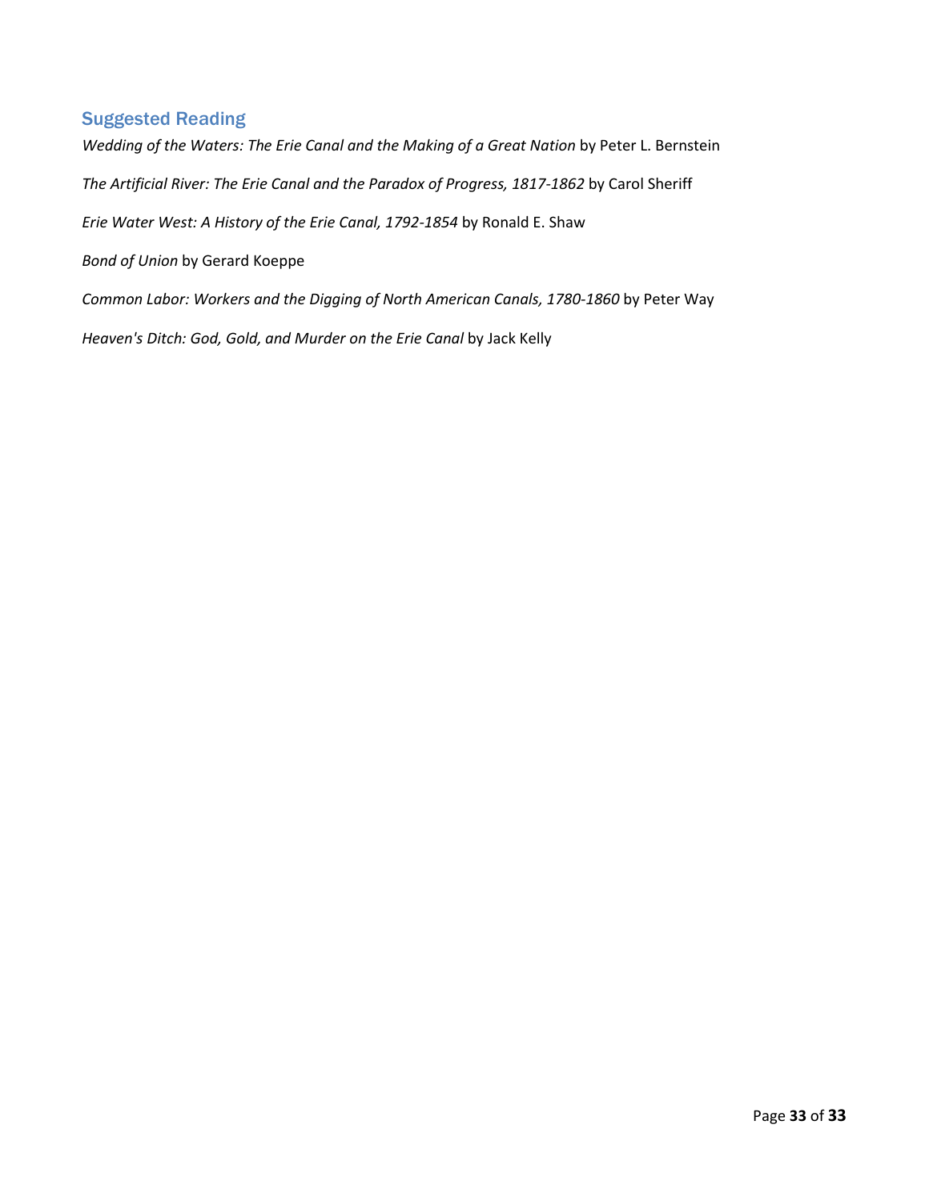## Suggested Reading

*Wedding of the Waters: The Erie Canal and the Making of a Great Nation* by Peter L. Bernstein

*The Artificial River: The Erie Canal and the Paradox of Progress, 1817-1862* by Carol Sheriff

*Erie Water West: A History of the Erie Canal, 1792-1854* by Ronald E. Shaw

*Bond of Union* by Gerard Koeppe

*Common Labor: Workers and the Digging of North American Canals, 1780-1860* by Peter Way

*Heaven's Ditch: God, Gold, and Murder on the Erie Canal* by Jack Kelly